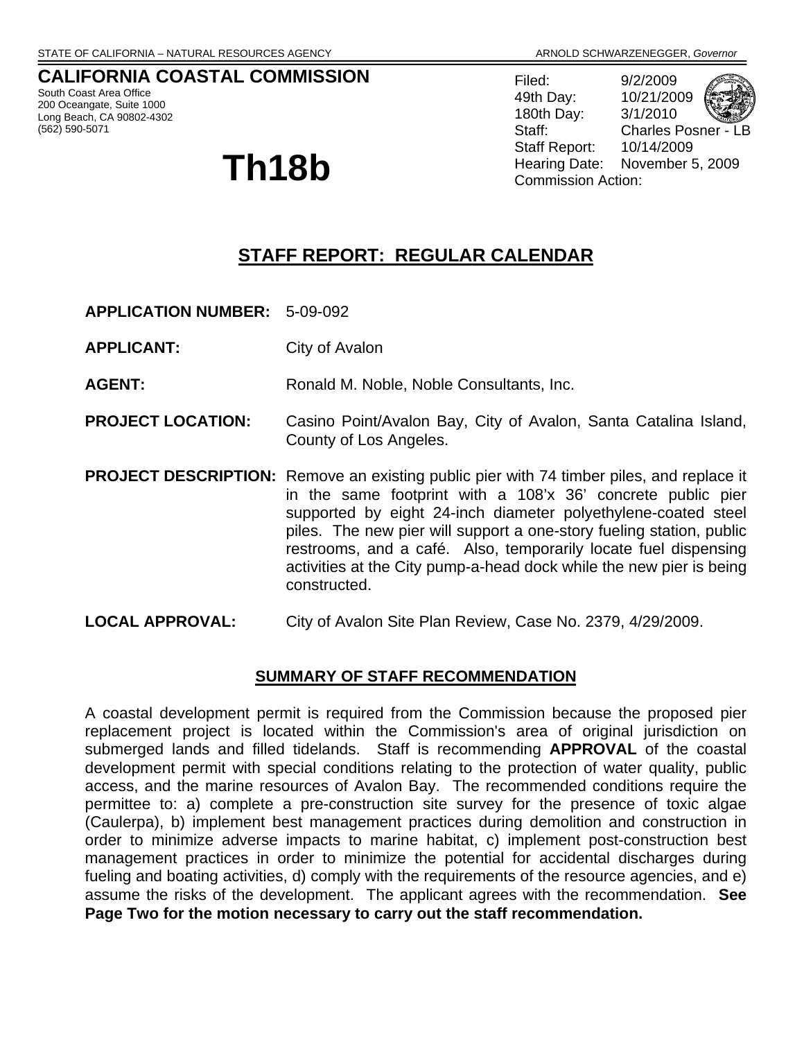STATE OF CALIFORNIA – NATURAL RESOURCES AGENCY ARNOLD SCHWARZENEGGER, *Governor*

**CALIFORNIA COASTAL COMMISSION**
South Coast Area Office
200 Oceangate, Suite 1000
Long Beach, CA 90802-4302
(562) 590-5071

Filed: 9/2/2009
49th Day: 10/21/2009
180th Day: 3/1/2010
Staff: Charles Posner - LB
Staff Report: 10/14/2009
Hearing Date: November 5, 2009
Commission Action:

# Th18b

## STAFF REPORT: REGULAR CALENDAR

**APPLICATION NUMBER:** 5-09-092

**APPLICANT:** City of Avalon

**AGENT:** Ronald M. Noble, Noble Consultants, Inc.

**PROJECT LOCATION:** Casino Point/Avalon Bay, City of Avalon, Santa Catalina Island, County of Los Angeles.

**PROJECT DESCRIPTION:** Remove an existing public pier with 74 timber piles, and replace it in the same footprint with a 108'x 36' concrete public pier supported by eight 24-inch diameter polyethylene-coated steel piles. The new pier will support a one-story fueling station, public restrooms, and a café. Also, temporarily locate fuel dispensing activities at the City pump-a-head dock while the new pier is being constructed.

**LOCAL APPROVAL:** City of Avalon Site Plan Review, Case No. 2379, 4/29/2009.

### SUMMARY OF STAFF RECOMMENDATION

A coastal development permit is required from the Commission because the proposed pier replacement project is located within the Commission's area of original jurisdiction on submerged lands and filled tidelands. Staff is recommending **APPROVAL** of the coastal development permit with special conditions relating to the protection of water quality, public access, and the marine resources of Avalon Bay. The recommended conditions require the permittee to: a) complete a pre-construction site survey for the presence of toxic algae (Caulerpa), b) implement best management practices during demolition and construction in order to minimize adverse impacts to marine habitat, c) implement post-construction best management practices in order to minimize the potential for accidental discharges during fueling and boating activities, d) comply with the requirements of the resource agencies, and e) assume the risks of the development. The applicant agrees with the recommendation. **See Page Two for the motion necessary to carry out the staff recommendation.**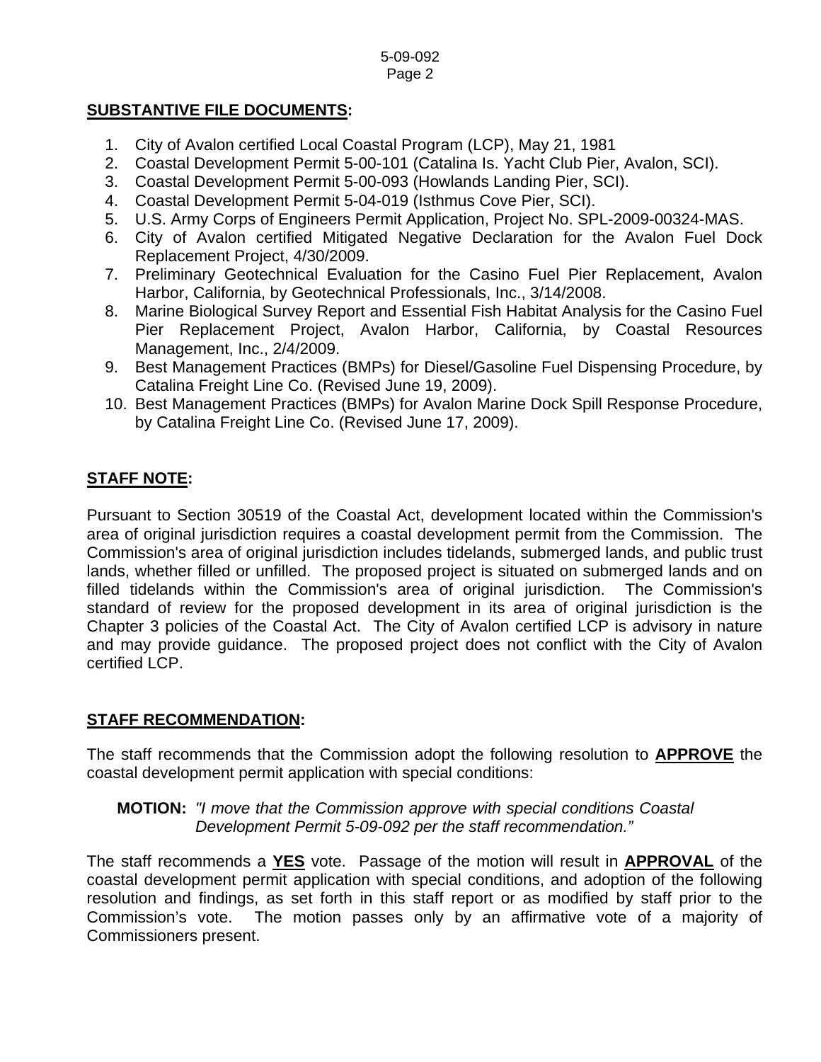**SUBSTANTIVE FILE DOCUMENTS:**

1. City of Avalon certified Local Coastal Program (LCP), May 21, 1981
2. Coastal Development Permit 5-00-101 (Catalina Is. Yacht Club Pier, Avalon, SCI).
3. Coastal Development Permit 5-00-093 (Howlands Landing Pier, SCI).
4. Coastal Development Permit 5-04-019 (Isthmus Cove Pier, SCI).
5. U.S. Army Corps of Engineers Permit Application, Project No. SPL-2009-00324-MAS.
6. City of Avalon certified Mitigated Negative Declaration for the Avalon Fuel Dock Replacement Project, 4/30/2009.
7. Preliminary Geotechnical Evaluation for the Casino Fuel Pier Replacement, Avalon Harbor, California, by Geotechnical Professionals, Inc., 3/14/2008.
8. Marine Biological Survey Report and Essential Fish Habitat Analysis for the Casino Fuel Pier Replacement Project, Avalon Harbor, California, by Coastal Resources Management, Inc., 2/4/2009.
9. Best Management Practices (BMPs) for Diesel/Gasoline Fuel Dispensing Procedure, by Catalina Freight Line Co. (Revised June 19, 2009).
10. Best Management Practices (BMPs) for Avalon Marine Dock Spill Response Procedure, by Catalina Freight Line Co. (Revised June 17, 2009).

**STAFF NOTE:**

Pursuant to Section 30519 of the Coastal Act, development located within the Commission's area of original jurisdiction requires a coastal development permit from the Commission. The Commission's area of original jurisdiction includes tidelands, submerged lands, and public trust lands, whether filled or unfilled. The proposed project is situated on submerged lands and on filled tidelands within the Commission's area of original jurisdiction. The Commission's standard of review for the proposed development in its area of original jurisdiction is the Chapter 3 policies of the Coastal Act. The City of Avalon certified LCP is advisory in nature and may provide guidance. The proposed project does not conflict with the City of Avalon certified LCP.

**STAFF RECOMMENDATION:**

The staff recommends that the Commission adopt the following resolution to **APPROVE** the coastal development permit application with special conditions:

**MOTION:** *"I move that the Commission approve with special conditions Coastal Development Permit 5-09-092 per the staff recommendation."*

The staff recommends a **YES** vote. Passage of the motion will result in **APPROVAL** of the coastal development permit application with special conditions, and adoption of the following resolution and findings, as set forth in this staff report or as modified by staff prior to the Commission's vote. The motion passes only by an affirmative vote of a majority of Commissioners present.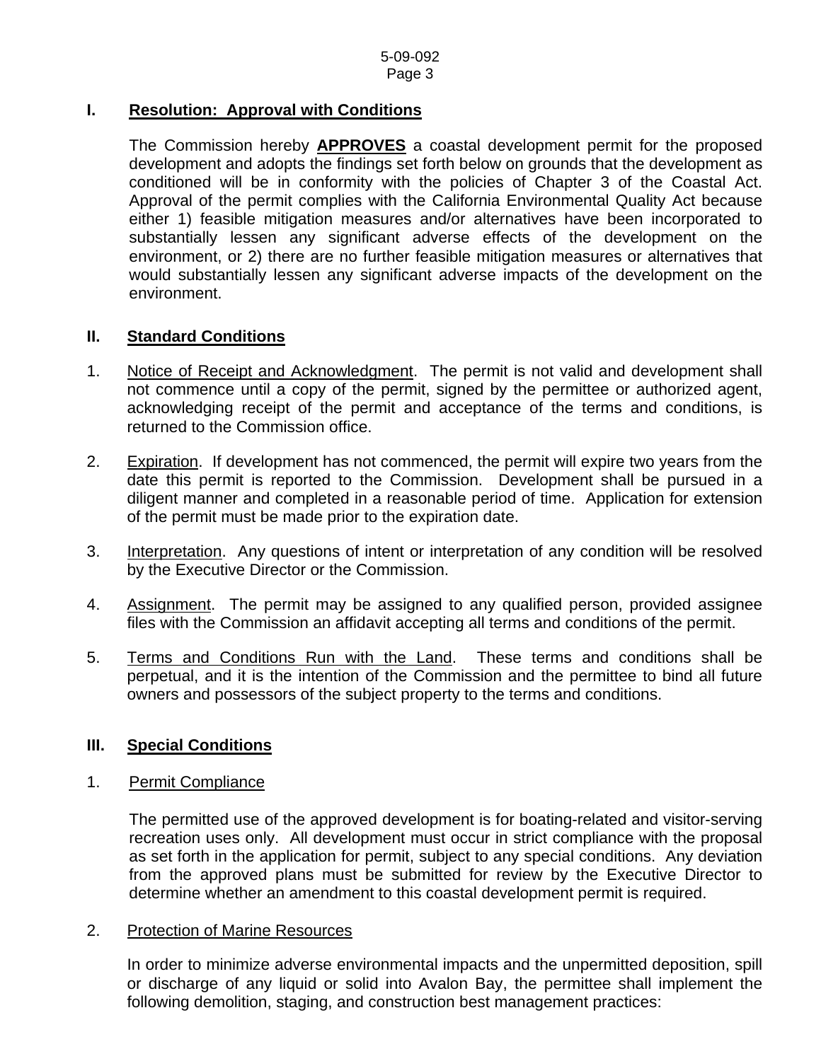## I. Resolution: Approval with Conditions

The Commission hereby **APPROVES** a coastal development permit for the proposed development and adopts the findings set forth below on grounds that the development as conditioned will be in conformity with the policies of Chapter 3 of the Coastal Act. Approval of the permit complies with the California Environmental Quality Act because either 1) feasible mitigation measures and/or alternatives have been incorporated to substantially lessen any significant adverse effects of the development on the environment, or 2) there are no further feasible mitigation measures or alternatives that would substantially lessen any significant adverse impacts of the development on the environment.

## II. Standard Conditions

1. Notice of Receipt and Acknowledgment. The permit is not valid and development shall not commence until a copy of the permit, signed by the permittee or authorized agent, acknowledging receipt of the permit and acceptance of the terms and conditions, is returned to the Commission office.

2. Expiration. If development has not commenced, the permit will expire two years from the date this permit is reported to the Commission. Development shall be pursued in a diligent manner and completed in a reasonable period of time. Application for extension of the permit must be made prior to the expiration date.

3. Interpretation. Any questions of intent or interpretation of any condition will be resolved by the Executive Director or the Commission.

4. Assignment. The permit may be assigned to any qualified person, provided assignee files with the Commission an affidavit accepting all terms and conditions of the permit.

5. Terms and Conditions Run with the Land. These terms and conditions shall be perpetual, and it is the intention of the Commission and the permittee to bind all future owners and possessors of the subject property to the terms and conditions.

## III. Special Conditions

1. Permit Compliance

   The permitted use of the approved development is for boating-related and visitor-serving recreation uses only. All development must occur in strict compliance with the proposal as set forth in the application for permit, subject to any special conditions. Any deviation from the approved plans must be submitted for review by the Executive Director to determine whether an amendment to this coastal development permit is required.

2. Protection of Marine Resources

   In order to minimize adverse environmental impacts and the unpermitted deposition, spill or discharge of any liquid or solid into Avalon Bay, the permittee shall implement the following demolition, staging, and construction best management practices: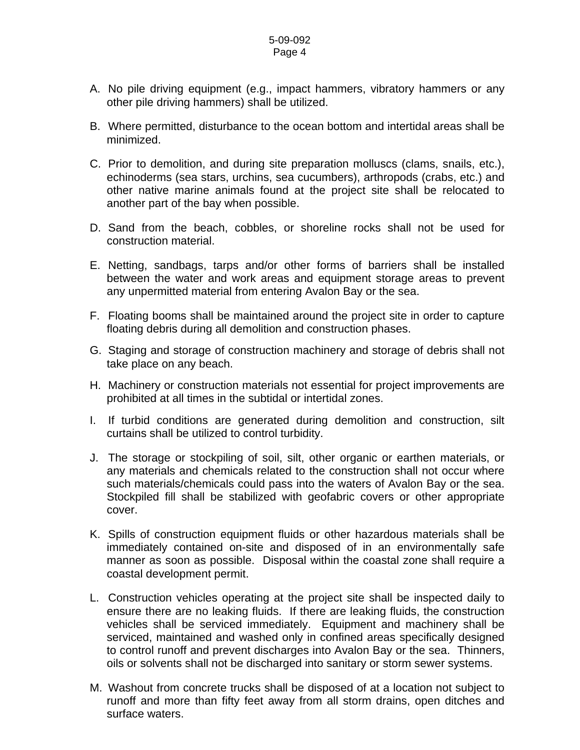A. No pile driving equipment (e.g., impact hammers, vibratory hammers or any other pile driving hammers) shall be utilized.

B. Where permitted, disturbance to the ocean bottom and intertidal areas shall be minimized.

C. Prior to demolition, and during site preparation molluscs (clams, snails, etc.), echinoderms (sea stars, urchins, sea cucumbers), arthropods (crabs, etc.) and other native marine animals found at the project site shall be relocated to another part of the bay when possible.

D. Sand from the beach, cobbles, or shoreline rocks shall not be used for construction material.

E. Netting, sandbags, tarps and/or other forms of barriers shall be installed between the water and work areas and equipment storage areas to prevent any unpermitted material from entering Avalon Bay or the sea.

F. Floating booms shall be maintained around the project site in order to capture floating debris during all demolition and construction phases.

G. Staging and storage of construction machinery and storage of debris shall not take place on any beach.

H. Machinery or construction materials not essential for project improvements are prohibited at all times in the subtidal or intertidal zones.

I. If turbid conditions are generated during demolition and construction, silt curtains shall be utilized to control turbidity.

J. The storage or stockpiling of soil, silt, other organic or earthen materials, or any materials and chemicals related to the construction shall not occur where such materials/chemicals could pass into the waters of Avalon Bay or the sea. Stockpiled fill shall be stabilized with geofabric covers or other appropriate cover.

K. Spills of construction equipment fluids or other hazardous materials shall be immediately contained on-site and disposed of in an environmentally safe manner as soon as possible. Disposal within the coastal zone shall require a coastal development permit.

L. Construction vehicles operating at the project site shall be inspected daily to ensure there are no leaking fluids. If there are leaking fluids, the construction vehicles shall be serviced immediately. Equipment and machinery shall be serviced, maintained and washed only in confined areas specifically designed to control runoff and prevent discharges into Avalon Bay or the sea. Thinners, oils or solvents shall not be discharged into sanitary or storm sewer systems.

M. Washout from concrete trucks shall be disposed of at a location not subject to runoff and more than fifty feet away from all storm drains, open ditches and surface waters.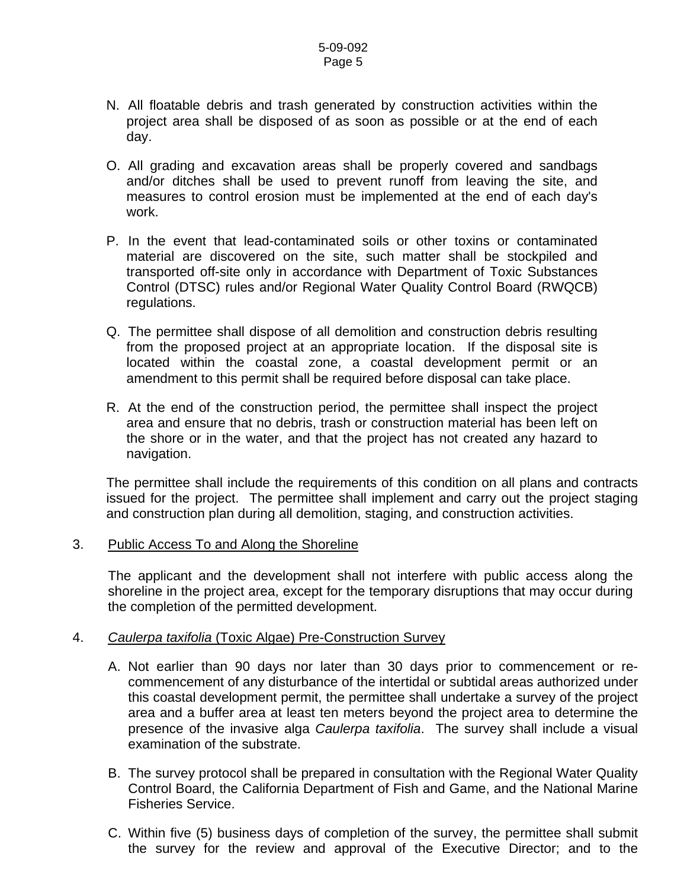N. All floatable debris and trash generated by construction activities within the project area shall be disposed of as soon as possible or at the end of each day.

O. All grading and excavation areas shall be properly covered and sandbags and/or ditches shall be used to prevent runoff from leaving the site, and measures to control erosion must be implemented at the end of each day's work.

P. In the event that lead-contaminated soils or other toxins or contaminated material are discovered on the site, such matter shall be stockpiled and transported off-site only in accordance with Department of Toxic Substances Control (DTSC) rules and/or Regional Water Quality Control Board (RWQCB) regulations.

Q. The permittee shall dispose of all demolition and construction debris resulting from the proposed project at an appropriate location. If the disposal site is located within the coastal zone, a coastal development permit or an amendment to this permit shall be required before disposal can take place.

R. At the end of the construction period, the permittee shall inspect the project area and ensure that no debris, trash or construction material has been left on the shore or in the water, and that the project has not created any hazard to navigation.

The permittee shall include the requirements of this condition on all plans and contracts issued for the project. The permittee shall implement and carry out the project staging and construction plan during all demolition, staging, and construction activities.

3. Public Access To and Along the Shoreline

The applicant and the development shall not interfere with public access along the shoreline in the project area, except for the temporary disruptions that may occur during the completion of the permitted development.

4. *Caulerpa taxifolia* (Toxic Algae) Pre-Construction Survey

A. Not earlier than 90 days nor later than 30 days prior to commencement or re-commencement of any disturbance of the intertidal or subtidal areas authorized under this coastal development permit, the permittee shall undertake a survey of the project area and a buffer area at least ten meters beyond the project area to determine the presence of the invasive alga *Caulerpa taxifolia*. The survey shall include a visual examination of the substrate.

B. The survey protocol shall be prepared in consultation with the Regional Water Quality Control Board, the California Department of Fish and Game, and the National Marine Fisheries Service.

C. Within five (5) business days of completion of the survey, the permittee shall submit the survey for the review and approval of the Executive Director; and to the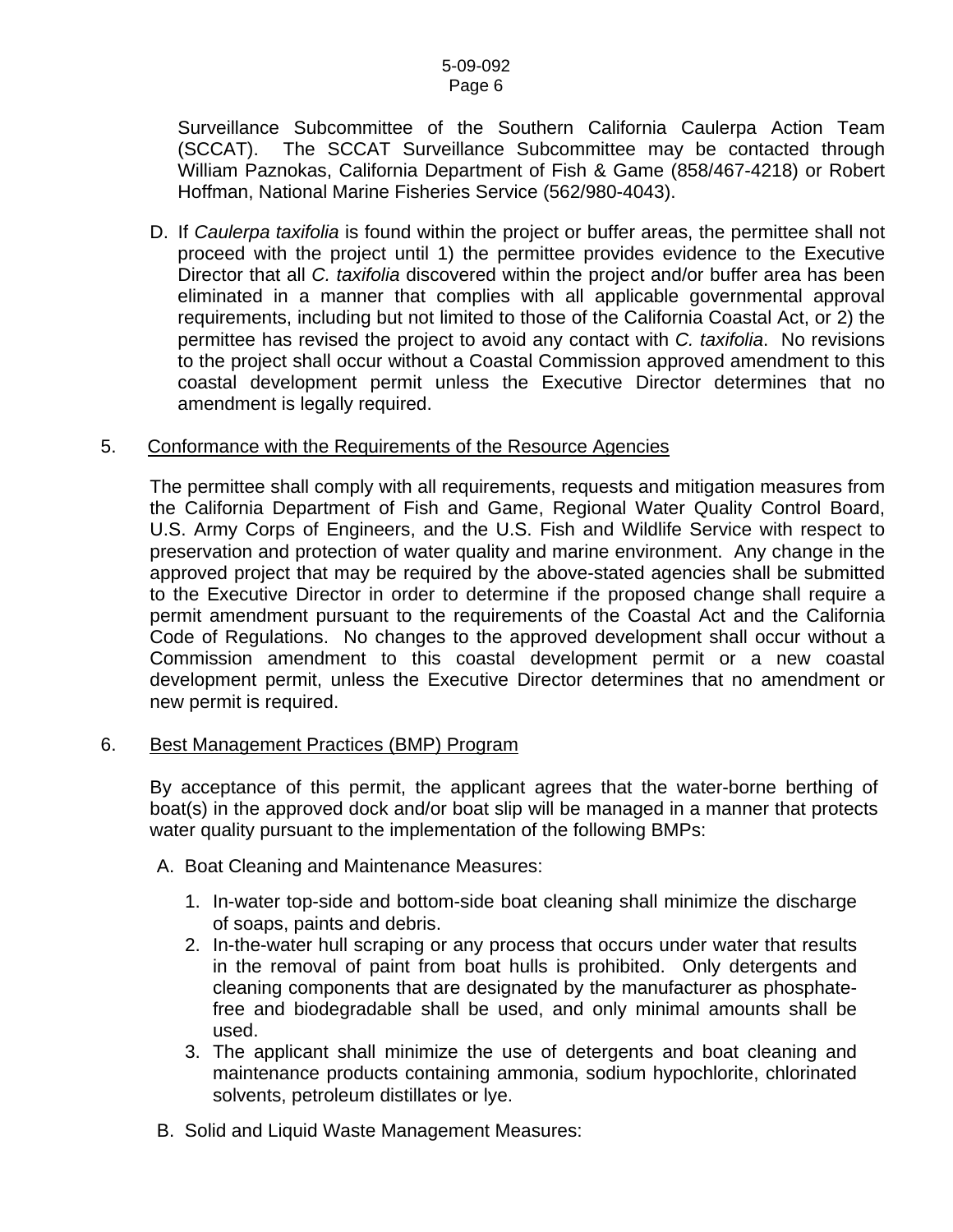Surveillance Subcommittee of the Southern California Caulerpa Action Team (SCCAT). The SCCAT Surveillance Subcommittee may be contacted through William Paznokas, California Department of Fish & Game (858/467-4218) or Robert Hoffman, National Marine Fisheries Service (562/980-4043).

D. If *Caulerpa taxifolia* is found within the project or buffer areas, the permittee shall not proceed with the project until 1) the permittee provides evidence to the Executive Director that all *C. taxifolia* discovered within the project and/or buffer area has been eliminated in a manner that complies with all applicable governmental approval requirements, including but not limited to those of the California Coastal Act, or 2) the permittee has revised the project to avoid any contact with *C. taxifolia*. No revisions to the project shall occur without a Coastal Commission approved amendment to this coastal development permit unless the Executive Director determines that no amendment is legally required.

5. Conformance with the Requirements of the Resource Agencies

The permittee shall comply with all requirements, requests and mitigation measures from the California Department of Fish and Game, Regional Water Quality Control Board, U.S. Army Corps of Engineers, and the U.S. Fish and Wildlife Service with respect to preservation and protection of water quality and marine environment. Any change in the approved project that may be required by the above-stated agencies shall be submitted to the Executive Director in order to determine if the proposed change shall require a permit amendment pursuant to the requirements of the Coastal Act and the California Code of Regulations. No changes to the approved development shall occur without a Commission amendment to this coastal development permit or a new coastal development permit, unless the Executive Director determines that no amendment or new permit is required.

6. Best Management Practices (BMP) Program

By acceptance of this permit, the applicant agrees that the water-borne berthing of boat(s) in the approved dock and/or boat slip will be managed in a manner that protects water quality pursuant to the implementation of the following BMPs:

A. Boat Cleaning and Maintenance Measures:

1. In-water top-side and bottom-side boat cleaning shall minimize the discharge of soaps, paints and debris.
2. In-the-water hull scraping or any process that occurs under water that results in the removal of paint from boat hulls is prohibited. Only detergents and cleaning components that are designated by the manufacturer as phosphate-free and biodegradable shall be used, and only minimal amounts shall be used.
3. The applicant shall minimize the use of detergents and boat cleaning and maintenance products containing ammonia, sodium hypochlorite, chlorinated solvents, petroleum distillates or lye.

B. Solid and Liquid Waste Management Measures: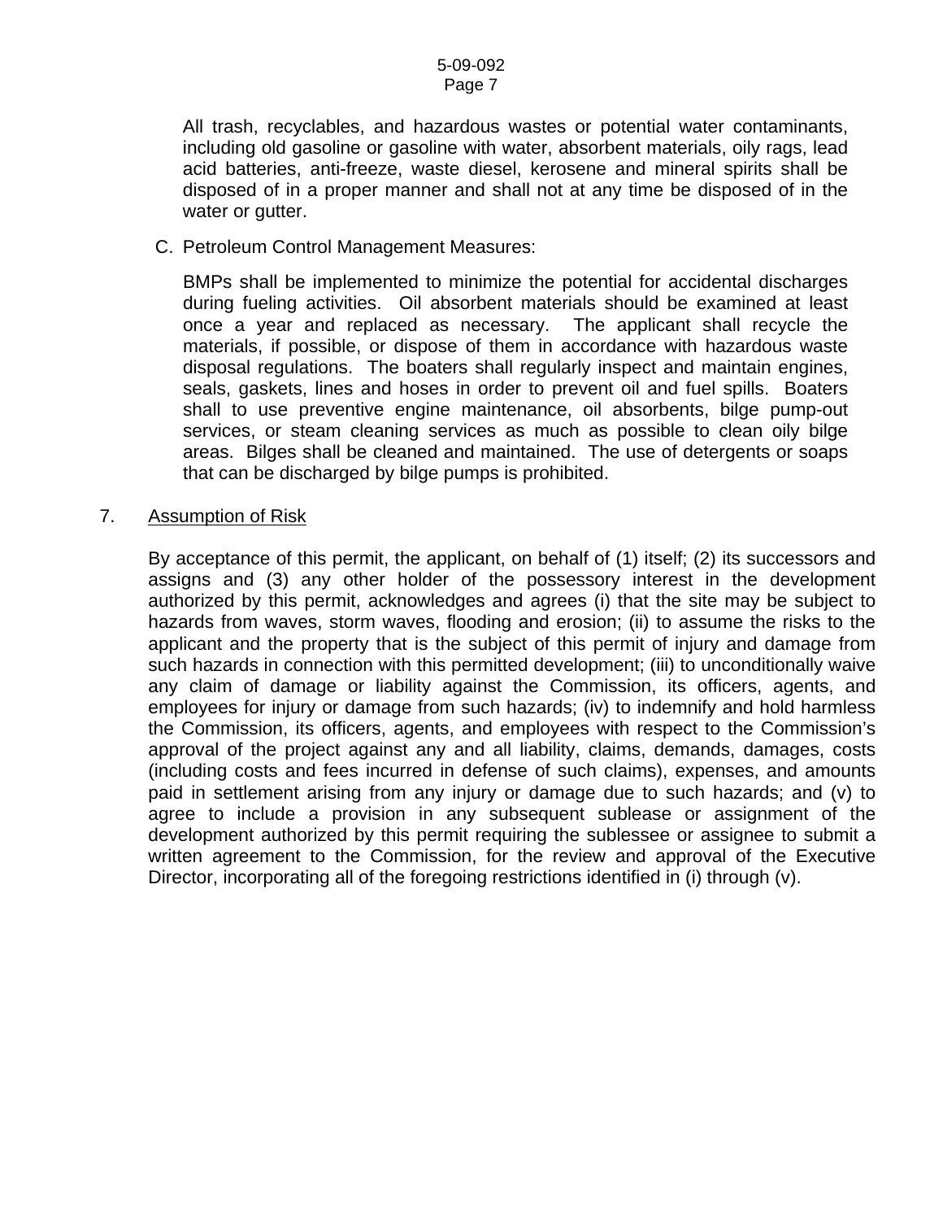All trash, recyclables, and hazardous wastes or potential water contaminants, including old gasoline or gasoline with water, absorbent materials, oily rags, lead acid batteries, anti-freeze, waste diesel, kerosene and mineral spirits shall be disposed of in a proper manner and shall not at any time be disposed of in the water or gutter.

C. Petroleum Control Management Measures:

BMPs shall be implemented to minimize the potential for accidental discharges during fueling activities. Oil absorbent materials should be examined at least once a year and replaced as necessary. The applicant shall recycle the materials, if possible, or dispose of them in accordance with hazardous waste disposal regulations. The boaters shall regularly inspect and maintain engines, seals, gaskets, lines and hoses in order to prevent oil and fuel spills. Boaters shall to use preventive engine maintenance, oil absorbents, bilge pump-out services, or steam cleaning services as much as possible to clean oily bilge areas. Bilges shall be cleaned and maintained. The use of detergents or soaps that can be discharged by bilge pumps is prohibited.

7. Assumption of Risk

By acceptance of this permit, the applicant, on behalf of (1) itself; (2) its successors and assigns and (3) any other holder of the possessory interest in the development authorized by this permit, acknowledges and agrees (i) that the site may be subject to hazards from waves, storm waves, flooding and erosion; (ii) to assume the risks to the applicant and the property that is the subject of this permit of injury and damage from such hazards in connection with this permitted development; (iii) to unconditionally waive any claim of damage or liability against the Commission, its officers, agents, and employees for injury or damage from such hazards; (iv) to indemnify and hold harmless the Commission, its officers, agents, and employees with respect to the Commission's approval of the project against any and all liability, claims, demands, damages, costs (including costs and fees incurred in defense of such claims), expenses, and amounts paid in settlement arising from any injury or damage due to such hazards; and (v) to agree to include a provision in any subsequent sublease or assignment of the development authorized by this permit requiring the sublessee or assignee to submit a written agreement to the Commission, for the review and approval of the Executive Director, incorporating all of the foregoing restrictions identified in (i) through (v).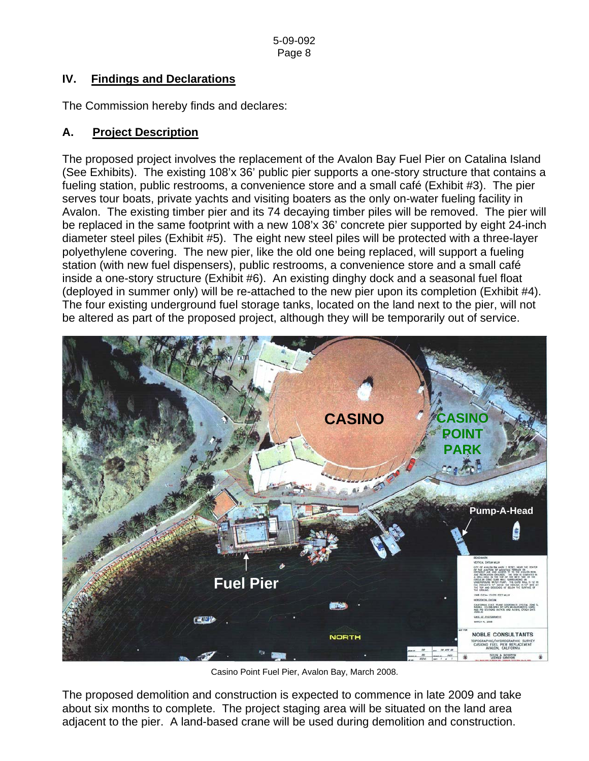## IV. Findings and Declarations

The Commission hereby finds and declares:

### A. Project Description

The proposed project involves the replacement of the Avalon Bay Fuel Pier on Catalina Island (See Exhibits). The existing 108'x 36' public pier supports a one-story structure that contains a fueling station, public restrooms, a convenience store and a small café (Exhibit #3). The pier serves tour boats, private yachts and visiting boaters as the only on-water fueling facility in Avalon. The existing timber pier and its 74 decaying timber piles will be removed. The pier will be replaced in the same footprint with a new 108'x 36' concrete pier supported by eight 24-inch diameter steel piles (Exhibit #5). The eight new steel piles will be protected with a three-layer polyethylene covering. The new pier, like the old one being replaced, will support a fueling station (with new fuel dispensers), public restrooms, a convenience store and a small café inside a one-story structure (Exhibit #6). An existing dinghy dock and a seasonal fuel float (deployed in summer only) will be re-attached to the new pier upon its completion (Exhibit #4). The four existing underground fuel storage tanks, located on the land next to the pier, will not be altered as part of the proposed project, although they will be temporarily out of service.

Casino Point Fuel Pier, Avalon Bay, March 2008.

The proposed demolition and construction is expected to commence in late 2009 and take about six months to complete. The project staging area will be situated on the land area adjacent to the pier. A land-based crane will be used during demolition and construction.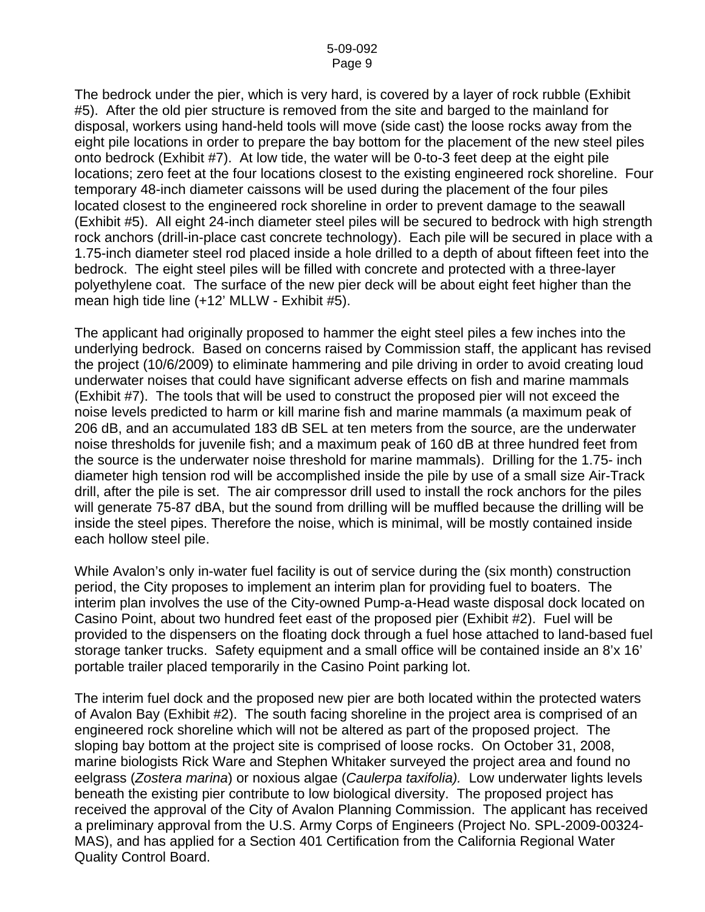The bedrock under the pier, which is very hard, is covered by a layer of rock rubble (Exhibit #5). After the old pier structure is removed from the site and barged to the mainland for disposal, workers using hand-held tools will move (side cast) the loose rocks away from the eight pile locations in order to prepare the bay bottom for the placement of the new steel piles onto bedrock (Exhibit #7). At low tide, the water will be 0-to-3 feet deep at the eight pile locations; zero feet at the four locations closest to the existing engineered rock shoreline. Four temporary 48-inch diameter caissons will be used during the placement of the four piles located closest to the engineered rock shoreline in order to prevent damage to the seawall (Exhibit #5). All eight 24-inch diameter steel piles will be secured to bedrock with high strength rock anchors (drill-in-place cast concrete technology). Each pile will be secured in place with a 1.75-inch diameter steel rod placed inside a hole drilled to a depth of about fifteen feet into the bedrock. The eight steel piles will be filled with concrete and protected with a three-layer polyethylene coat. The surface of the new pier deck will be about eight feet higher than the mean high tide line (+12' MLLW - Exhibit #5).

The applicant had originally proposed to hammer the eight steel piles a few inches into the underlying bedrock. Based on concerns raised by Commission staff, the applicant has revised the project (10/6/2009) to eliminate hammering and pile driving in order to avoid creating loud underwater noises that could have significant adverse effects on fish and marine mammals (Exhibit #7). The tools that will be used to construct the proposed pier will not exceed the noise levels predicted to harm or kill marine fish and marine mammals (a maximum peak of 206 dB, and an accumulated 183 dB SEL at ten meters from the source, are the underwater noise thresholds for juvenile fish; and a maximum peak of 160 dB at three hundred feet from the source is the underwater noise threshold for marine mammals). Drilling for the 1.75- inch diameter high tension rod will be accomplished inside the pile by use of a small size Air-Track drill, after the pile is set. The air compressor drill used to install the rock anchors for the piles will generate 75-87 dBA, but the sound from drilling will be muffled because the drilling will be inside the steel pipes. Therefore the noise, which is minimal, will be mostly contained inside each hollow steel pile.

While Avalon's only in-water fuel facility is out of service during the (six month) construction period, the City proposes to implement an interim plan for providing fuel to boaters. The interim plan involves the use of the City-owned Pump-a-Head waste disposal dock located on Casino Point, about two hundred feet east of the proposed pier (Exhibit #2). Fuel will be provided to the dispensers on the floating dock through a fuel hose attached to land-based fuel storage tanker trucks. Safety equipment and a small office will be contained inside an 8'x 16' portable trailer placed temporarily in the Casino Point parking lot.

The interim fuel dock and the proposed new pier are both located within the protected waters of Avalon Bay (Exhibit #2). The south facing shoreline in the project area is comprised of an engineered rock shoreline which will not be altered as part of the proposed project. The sloping bay bottom at the project site is comprised of loose rocks. On October 31, 2008, marine biologists Rick Ware and Stephen Whitaker surveyed the project area and found no eelgrass (*Zostera marina*) or noxious algae (*Caulerpa taxifolia).* Low underwater lights levels beneath the existing pier contribute to low biological diversity. The proposed project has received the approval of the City of Avalon Planning Commission. The applicant has received a preliminary approval from the U.S. Army Corps of Engineers (Project No. SPL-2009-00324-MAS), and has applied for a Section 401 Certification from the California Regional Water Quality Control Board.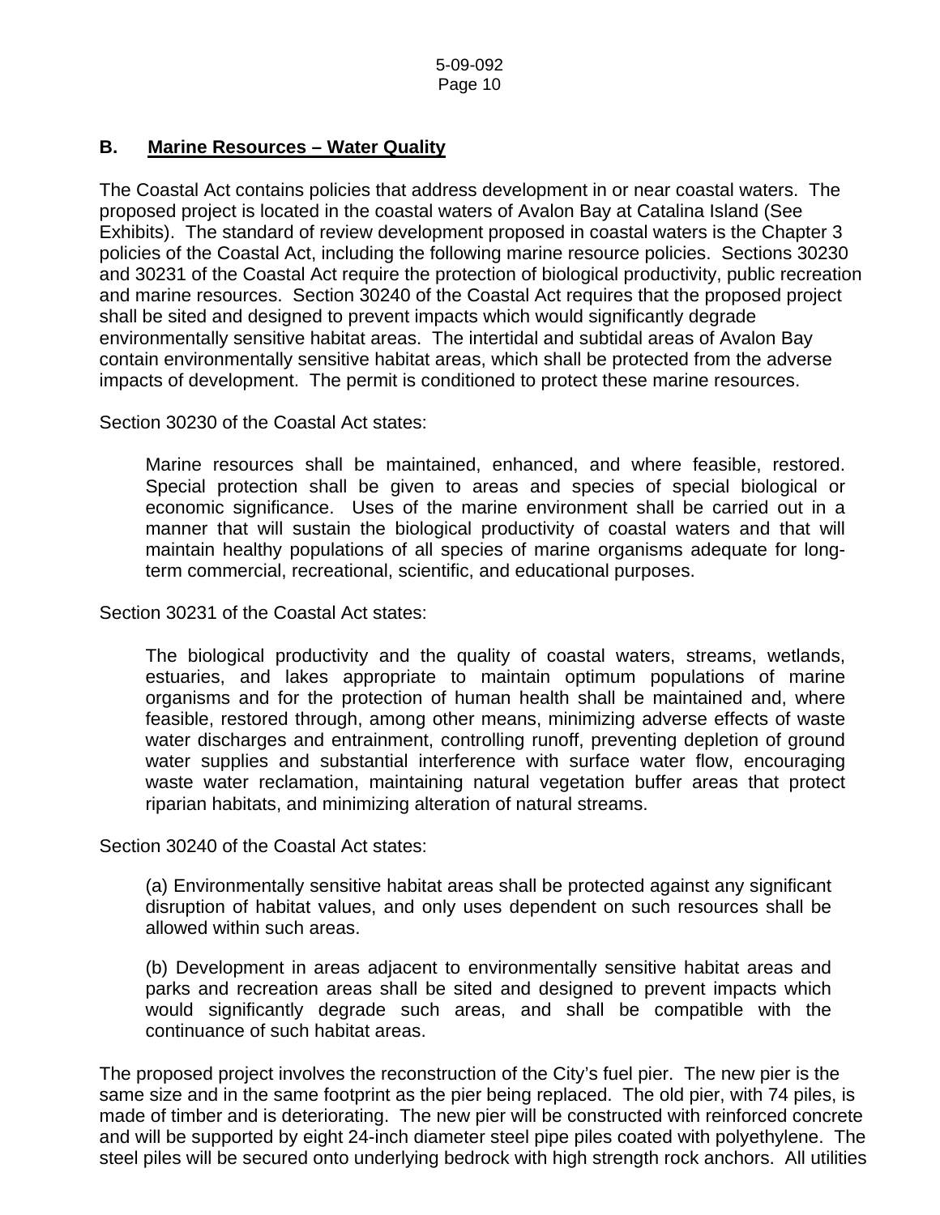## B. Marine Resources – Water Quality

The Coastal Act contains policies that address development in or near coastal waters. The proposed project is located in the coastal waters of Avalon Bay at Catalina Island (See Exhibits). The standard of review development proposed in coastal waters is the Chapter 3 policies of the Coastal Act, including the following marine resource policies. Sections 30230 and 30231 of the Coastal Act require the protection of biological productivity, public recreation and marine resources. Section 30240 of the Coastal Act requires that the proposed project shall be sited and designed to prevent impacts which would significantly degrade environmentally sensitive habitat areas. The intertidal and subtidal areas of Avalon Bay contain environmentally sensitive habitat areas, which shall be protected from the adverse impacts of development. The permit is conditioned to protect these marine resources.

Section 30230 of the Coastal Act states:

> Marine resources shall be maintained, enhanced, and where feasible, restored. Special protection shall be given to areas and species of special biological or economic significance. Uses of the marine environment shall be carried out in a manner that will sustain the biological productivity of coastal waters and that will maintain healthy populations of all species of marine organisms adequate for long-term commercial, recreational, scientific, and educational purposes.

Section 30231 of the Coastal Act states:

> The biological productivity and the quality of coastal waters, streams, wetlands, estuaries, and lakes appropriate to maintain optimum populations of marine organisms and for the protection of human health shall be maintained and, where feasible, restored through, among other means, minimizing adverse effects of waste water discharges and entrainment, controlling runoff, preventing depletion of ground water supplies and substantial interference with surface water flow, encouraging waste water reclamation, maintaining natural vegetation buffer areas that protect riparian habitats, and minimizing alteration of natural streams.

Section 30240 of the Coastal Act states:

> (a) Environmentally sensitive habitat areas shall be protected against any significant disruption of habitat values, and only uses dependent on such resources shall be allowed within such areas.
>
> (b) Development in areas adjacent to environmentally sensitive habitat areas and parks and recreation areas shall be sited and designed to prevent impacts which would significantly degrade such areas, and shall be compatible with the continuance of such habitat areas.

The proposed project involves the reconstruction of the City's fuel pier. The new pier is the same size and in the same footprint as the pier being replaced. The old pier, with 74 piles, is made of timber and is deteriorating. The new pier will be constructed with reinforced concrete and will be supported by eight 24-inch diameter steel pipe piles coated with polyethylene. The steel piles will be secured onto underlying bedrock with high strength rock anchors. All utilities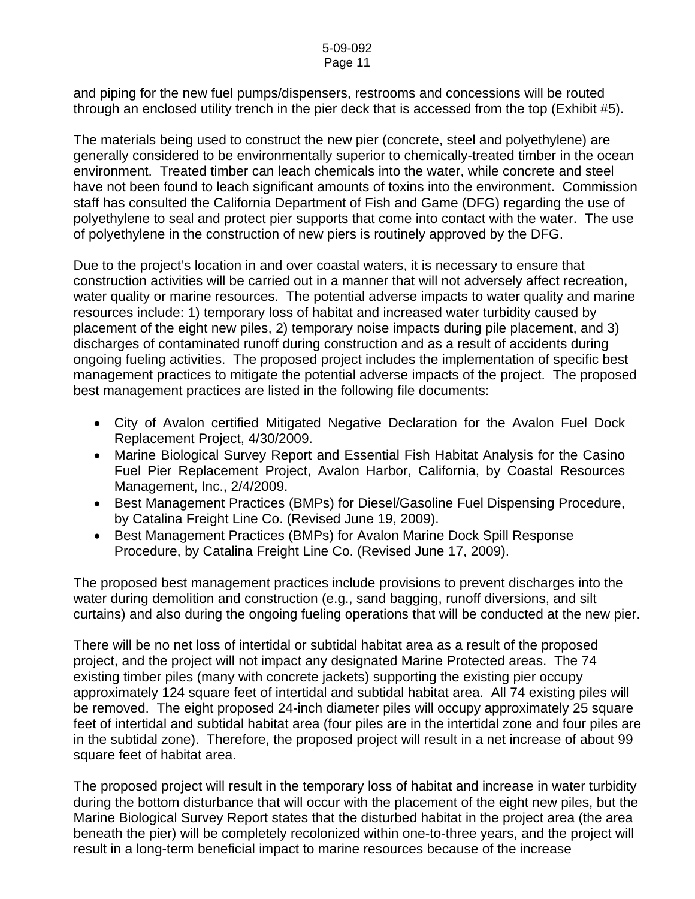and piping for the new fuel pumps/dispensers, restrooms and concessions will be routed through an enclosed utility trench in the pier deck that is accessed from the top (Exhibit #5).

The materials being used to construct the new pier (concrete, steel and polyethylene) are generally considered to be environmentally superior to chemically-treated timber in the ocean environment. Treated timber can leach chemicals into the water, while concrete and steel have not been found to leach significant amounts of toxins into the environment. Commission staff has consulted the California Department of Fish and Game (DFG) regarding the use of polyethylene to seal and protect pier supports that come into contact with the water. The use of polyethylene in the construction of new piers is routinely approved by the DFG.

Due to the project's location in and over coastal waters, it is necessary to ensure that construction activities will be carried out in a manner that will not adversely affect recreation, water quality or marine resources. The potential adverse impacts to water quality and marine resources include: 1) temporary loss of habitat and increased water turbidity caused by placement of the eight new piles, 2) temporary noise impacts during pile placement, and 3) discharges of contaminated runoff during construction and as a result of accidents during ongoing fueling activities. The proposed project includes the implementation of specific best management practices to mitigate the potential adverse impacts of the project. The proposed best management practices are listed in the following file documents:

- City of Avalon certified Mitigated Negative Declaration for the Avalon Fuel Dock Replacement Project, 4/30/2009.
- Marine Biological Survey Report and Essential Fish Habitat Analysis for the Casino Fuel Pier Replacement Project, Avalon Harbor, California, by Coastal Resources Management, Inc., 2/4/2009.
- Best Management Practices (BMPs) for Diesel/Gasoline Fuel Dispensing Procedure, by Catalina Freight Line Co. (Revised June 19, 2009).
- Best Management Practices (BMPs) for Avalon Marine Dock Spill Response Procedure, by Catalina Freight Line Co. (Revised June 17, 2009).

The proposed best management practices include provisions to prevent discharges into the water during demolition and construction (e.g., sand bagging, runoff diversions, and silt curtains) and also during the ongoing fueling operations that will be conducted at the new pier.

There will be no net loss of intertidal or subtidal habitat area as a result of the proposed project, and the project will not impact any designated Marine Protected areas. The 74 existing timber piles (many with concrete jackets) supporting the existing pier occupy approximately 124 square feet of intertidal and subtidal habitat area. All 74 existing piles will be removed. The eight proposed 24-inch diameter piles will occupy approximately 25 square feet of intertidal and subtidal habitat area (four piles are in the intertidal zone and four piles are in the subtidal zone). Therefore, the proposed project will result in a net increase of about 99 square feet of habitat area.

The proposed project will result in the temporary loss of habitat and increase in water turbidity during the bottom disturbance that will occur with the placement of the eight new piles, but the Marine Biological Survey Report states that the disturbed habitat in the project area (the area beneath the pier) will be completely recolonized within one-to-three years, and the project will result in a long-term beneficial impact to marine resources because of the increase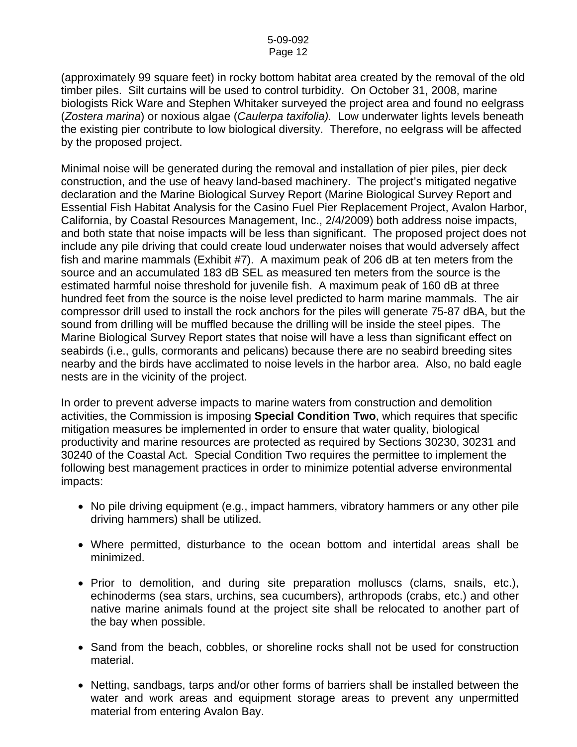(approximately 99 square feet) in rocky bottom habitat area created by the removal of the old timber piles. Silt curtains will be used to control turbidity. On October 31, 2008, marine biologists Rick Ware and Stephen Whitaker surveyed the project area and found no eelgrass (*Zostera marina*) or noxious algae (*Caulerpa taxifolia).* Low underwater lights levels beneath the existing pier contribute to low biological diversity. Therefore, no eelgrass will be affected by the proposed project.

Minimal noise will be generated during the removal and installation of pier piles, pier deck construction, and the use of heavy land-based machinery. The project's mitigated negative declaration and the Marine Biological Survey Report (Marine Biological Survey Report and Essential Fish Habitat Analysis for the Casino Fuel Pier Replacement Project, Avalon Harbor, California, by Coastal Resources Management, Inc., 2/4/2009) both address noise impacts, and both state that noise impacts will be less than significant. The proposed project does not include any pile driving that could create loud underwater noises that would adversely affect fish and marine mammals (Exhibit #7). A maximum peak of 206 dB at ten meters from the source and an accumulated 183 dB SEL as measured ten meters from the source is the estimated harmful noise threshold for juvenile fish. A maximum peak of 160 dB at three hundred feet from the source is the noise level predicted to harm marine mammals. The air compressor drill used to install the rock anchors for the piles will generate 75-87 dBA, but the sound from drilling will be muffled because the drilling will be inside the steel pipes. The Marine Biological Survey Report states that noise will have a less than significant effect on seabirds (i.e., gulls, cormorants and pelicans) because there are no seabird breeding sites nearby and the birds have acclimated to noise levels in the harbor area. Also, no bald eagle nests are in the vicinity of the project.

In order to prevent adverse impacts to marine waters from construction and demolition activities, the Commission is imposing **Special Condition Two**, which requires that specific mitigation measures be implemented in order to ensure that water quality, biological productivity and marine resources are protected as required by Sections 30230, 30231 and 30240 of the Coastal Act. Special Condition Two requires the permittee to implement the following best management practices in order to minimize potential adverse environmental impacts:

- No pile driving equipment (e.g., impact hammers, vibratory hammers or any other pile driving hammers) shall be utilized.
- Where permitted, disturbance to the ocean bottom and intertidal areas shall be minimized.
- Prior to demolition, and during site preparation molluscs (clams, snails, etc.), echinoderms (sea stars, urchins, sea cucumbers), arthropods (crabs, etc.) and other native marine animals found at the project site shall be relocated to another part of the bay when possible.
- Sand from the beach, cobbles, or shoreline rocks shall not be used for construction material.
- Netting, sandbags, tarps and/or other forms of barriers shall be installed between the water and work areas and equipment storage areas to prevent any unpermitted material from entering Avalon Bay.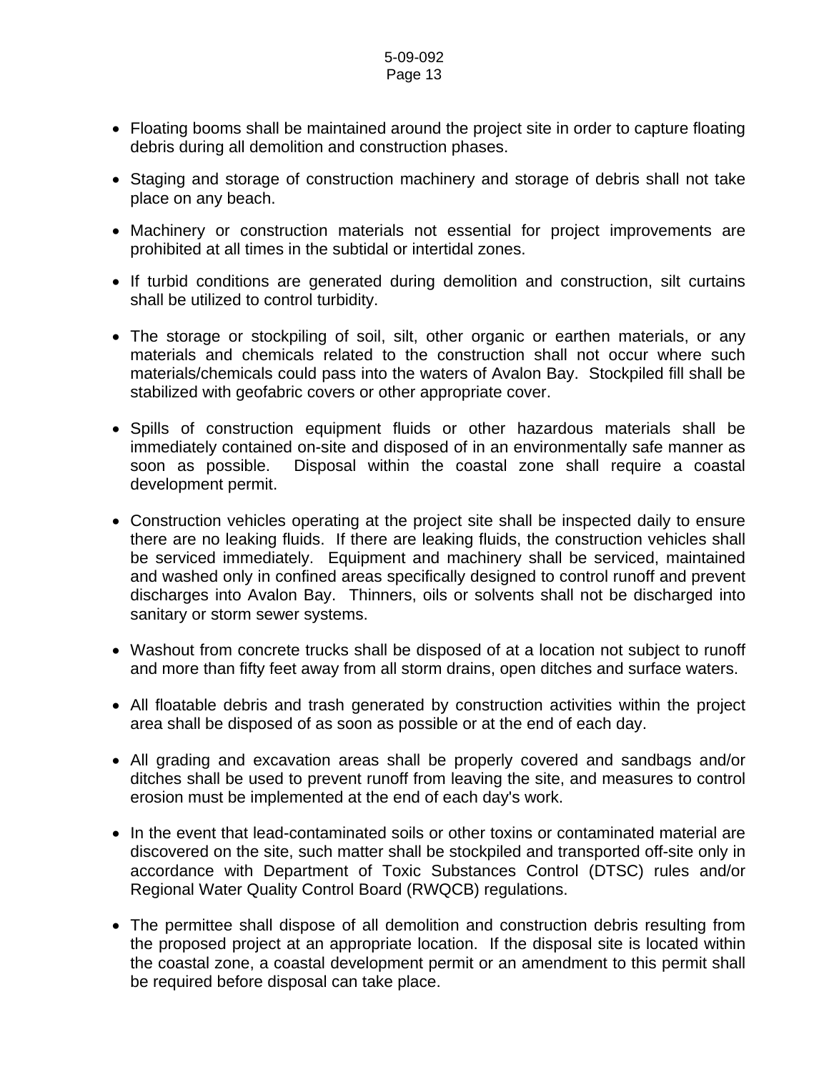- Floating booms shall be maintained around the project site in order to capture floating debris during all demolition and construction phases.

- Staging and storage of construction machinery and storage of debris shall not take place on any beach.

- Machinery or construction materials not essential for project improvements are prohibited at all times in the subtidal or intertidal zones.

- If turbid conditions are generated during demolition and construction, silt curtains shall be utilized to control turbidity.

- The storage or stockpiling of soil, silt, other organic or earthen materials, or any materials and chemicals related to the construction shall not occur where such materials/chemicals could pass into the waters of Avalon Bay. Stockpiled fill shall be stabilized with geofabric covers or other appropriate cover.

- Spills of construction equipment fluids or other hazardous materials shall be immediately contained on-site and disposed of in an environmentally safe manner as soon as possible. Disposal within the coastal zone shall require a coastal development permit.

- Construction vehicles operating at the project site shall be inspected daily to ensure there are no leaking fluids. If there are leaking fluids, the construction vehicles shall be serviced immediately. Equipment and machinery shall be serviced, maintained and washed only in confined areas specifically designed to control runoff and prevent discharges into Avalon Bay. Thinners, oils or solvents shall not be discharged into sanitary or storm sewer systems.

- Washout from concrete trucks shall be disposed of at a location not subject to runoff and more than fifty feet away from all storm drains, open ditches and surface waters.

- All floatable debris and trash generated by construction activities within the project area shall be disposed of as soon as possible or at the end of each day.

- All grading and excavation areas shall be properly covered and sandbags and/or ditches shall be used to prevent runoff from leaving the site, and measures to control erosion must be implemented at the end of each day's work.

- In the event that lead-contaminated soils or other toxins or contaminated material are discovered on the site, such matter shall be stockpiled and transported off-site only in accordance with Department of Toxic Substances Control (DTSC) rules and/or Regional Water Quality Control Board (RWQCB) regulations.

- The permittee shall dispose of all demolition and construction debris resulting from the proposed project at an appropriate location. If the disposal site is located within the coastal zone, a coastal development permit or an amendment to this permit shall be required before disposal can take place.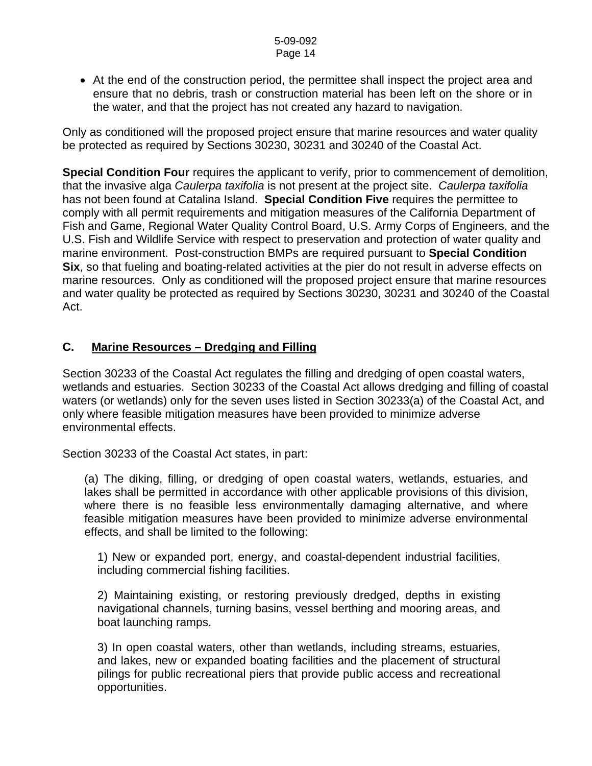- At the end of the construction period, the permittee shall inspect the project area and ensure that no debris, trash or construction material has been left on the shore or in the water, and that the project has not created any hazard to navigation.

Only as conditioned will the proposed project ensure that marine resources and water quality be protected as required by Sections 30230, 30231 and 30240 of the Coastal Act.

**Special Condition Four** requires the applicant to verify, prior to commencement of demolition, that the invasive alga *Caulerpa taxifolia* is not present at the project site. *Caulerpa taxifolia* has not been found at Catalina Island. **Special Condition Five** requires the permittee to comply with all permit requirements and mitigation measures of the California Department of Fish and Game, Regional Water Quality Control Board, U.S. Army Corps of Engineers, and the U.S. Fish and Wildlife Service with respect to preservation and protection of water quality and marine environment. Post-construction BMPs are required pursuant to **Special Condition Six**, so that fueling and boating-related activities at the pier do not result in adverse effects on marine resources. Only as conditioned will the proposed project ensure that marine resources and water quality be protected as required by Sections 30230, 30231 and 30240 of the Coastal Act.

## C. Marine Resources – Dredging and Filling

Section 30233 of the Coastal Act regulates the filling and dredging of open coastal waters, wetlands and estuaries. Section 30233 of the Coastal Act allows dredging and filling of coastal waters (or wetlands) only for the seven uses listed in Section 30233(a) of the Coastal Act, and only where feasible mitigation measures have been provided to minimize adverse environmental effects.

Section 30233 of the Coastal Act states, in part:

> (a) The diking, filling, or dredging of open coastal waters, wetlands, estuaries, and lakes shall be permitted in accordance with other applicable provisions of this division, where there is no feasible less environmentally damaging alternative, and where feasible mitigation measures have been provided to minimize adverse environmental effects, and shall be limited to the following:
>
> 1) New or expanded port, energy, and coastal-dependent industrial facilities, including commercial fishing facilities.
>
> 2) Maintaining existing, or restoring previously dredged, depths in existing navigational channels, turning basins, vessel berthing and mooring areas, and boat launching ramps.
>
> 3) In open coastal waters, other than wetlands, including streams, estuaries, and lakes, new or expanded boating facilities and the placement of structural pilings for public recreational piers that provide public access and recreational opportunities.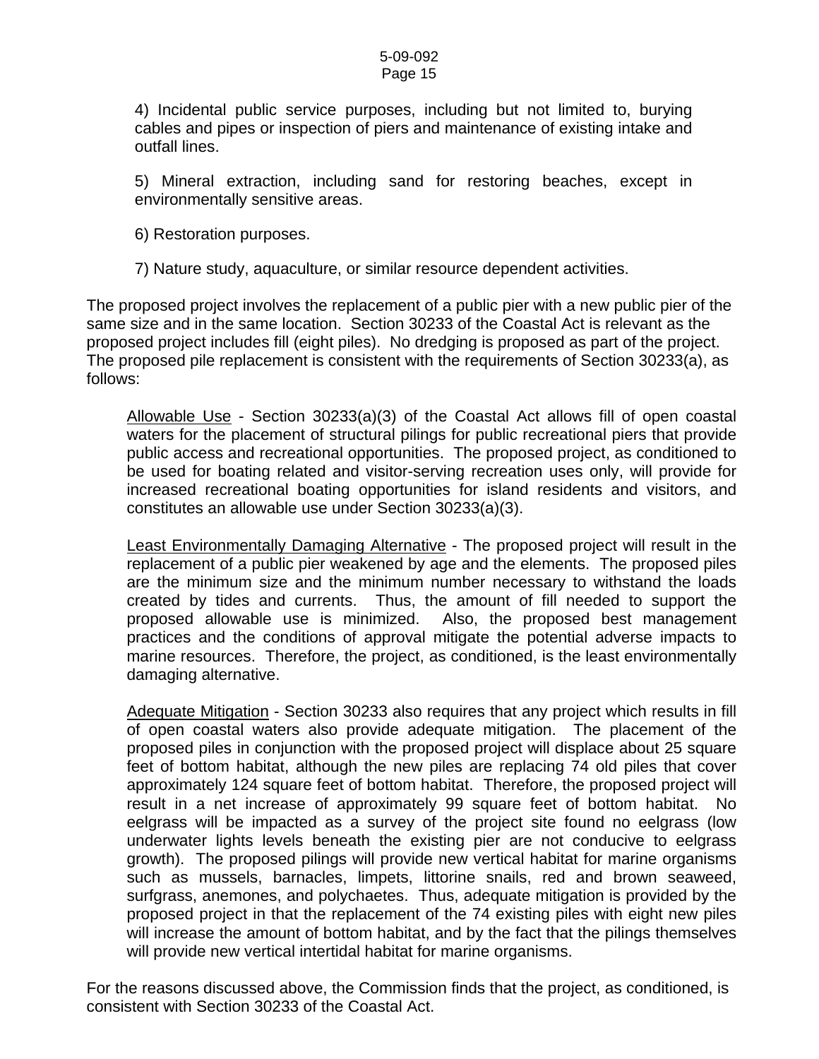4) Incidental public service purposes, including but not limited to, burying cables and pipes or inspection of piers and maintenance of existing intake and outfall lines.

5) Mineral extraction, including sand for restoring beaches, except in environmentally sensitive areas.

6) Restoration purposes.

7) Nature study, aquaculture, or similar resource dependent activities.

The proposed project involves the replacement of a public pier with a new public pier of the same size and in the same location. Section 30233 of the Coastal Act is relevant as the proposed project includes fill (eight piles). No dredging is proposed as part of the project. The proposed pile replacement is consistent with the requirements of Section 30233(a), as follows:

Allowable Use - Section 30233(a)(3) of the Coastal Act allows fill of open coastal waters for the placement of structural pilings for public recreational piers that provide public access and recreational opportunities. The proposed project, as conditioned to be used for boating related and visitor-serving recreation uses only, will provide for increased recreational boating opportunities for island residents and visitors, and constitutes an allowable use under Section 30233(a)(3).

Least Environmentally Damaging Alternative - The proposed project will result in the replacement of a public pier weakened by age and the elements. The proposed piles are the minimum size and the minimum number necessary to withstand the loads created by tides and currents. Thus, the amount of fill needed to support the proposed allowable use is minimized. Also, the proposed best management practices and the conditions of approval mitigate the potential adverse impacts to marine resources. Therefore, the project, as conditioned, is the least environmentally damaging alternative.

Adequate Mitigation - Section 30233 also requires that any project which results in fill of open coastal waters also provide adequate mitigation. The placement of the proposed piles in conjunction with the proposed project will displace about 25 square feet of bottom habitat, although the new piles are replacing 74 old piles that cover approximately 124 square feet of bottom habitat. Therefore, the proposed project will result in a net increase of approximately 99 square feet of bottom habitat. No eelgrass will be impacted as a survey of the project site found no eelgrass (low underwater lights levels beneath the existing pier are not conducive to eelgrass growth). The proposed pilings will provide new vertical habitat for marine organisms such as mussels, barnacles, limpets, littorine snails, red and brown seaweed, surfgrass, anemones, and polychaetes. Thus, adequate mitigation is provided by the proposed project in that the replacement of the 74 existing piles with eight new piles will increase the amount of bottom habitat, and by the fact that the pilings themselves will provide new vertical intertidal habitat for marine organisms.

For the reasons discussed above, the Commission finds that the project, as conditioned, is consistent with Section 30233 of the Coastal Act.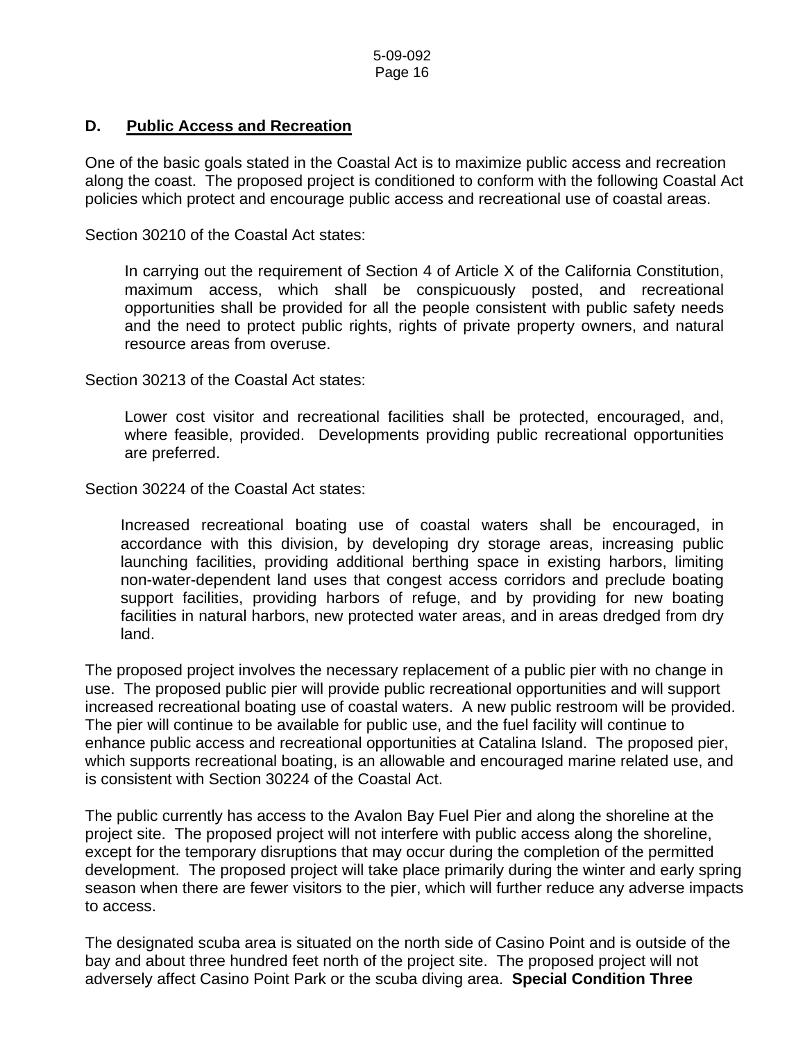## D. Public Access and Recreation

One of the basic goals stated in the Coastal Act is to maximize public access and recreation along the coast. The proposed project is conditioned to conform with the following Coastal Act policies which protect and encourage public access and recreational use of coastal areas.

Section 30210 of the Coastal Act states:

> In carrying out the requirement of Section 4 of Article X of the California Constitution, maximum access, which shall be conspicuously posted, and recreational opportunities shall be provided for all the people consistent with public safety needs and the need to protect public rights, rights of private property owners, and natural resource areas from overuse.

Section 30213 of the Coastal Act states:

> Lower cost visitor and recreational facilities shall be protected, encouraged, and, where feasible, provided. Developments providing public recreational opportunities are preferred.

Section 30224 of the Coastal Act states:

> Increased recreational boating use of coastal waters shall be encouraged, in accordance with this division, by developing dry storage areas, increasing public launching facilities, providing additional berthing space in existing harbors, limiting non-water-dependent land uses that congest access corridors and preclude boating support facilities, providing harbors of refuge, and by providing for new boating facilities in natural harbors, new protected water areas, and in areas dredged from dry land.

The proposed project involves the necessary replacement of a public pier with no change in use. The proposed public pier will provide public recreational opportunities and will support increased recreational boating use of coastal waters. A new public restroom will be provided. The pier will continue to be available for public use, and the fuel facility will continue to enhance public access and recreational opportunities at Catalina Island. The proposed pier, which supports recreational boating, is an allowable and encouraged marine related use, and is consistent with Section 30224 of the Coastal Act.

The public currently has access to the Avalon Bay Fuel Pier and along the shoreline at the project site. The proposed project will not interfere with public access along the shoreline, except for the temporary disruptions that may occur during the completion of the permitted development. The proposed project will take place primarily during the winter and early spring season when there are fewer visitors to the pier, which will further reduce any adverse impacts to access.

The designated scuba area is situated on the north side of Casino Point and is outside of the bay and about three hundred feet north of the project site. The proposed project will not adversely affect Casino Point Park or the scuba diving area. **Special Condition Three**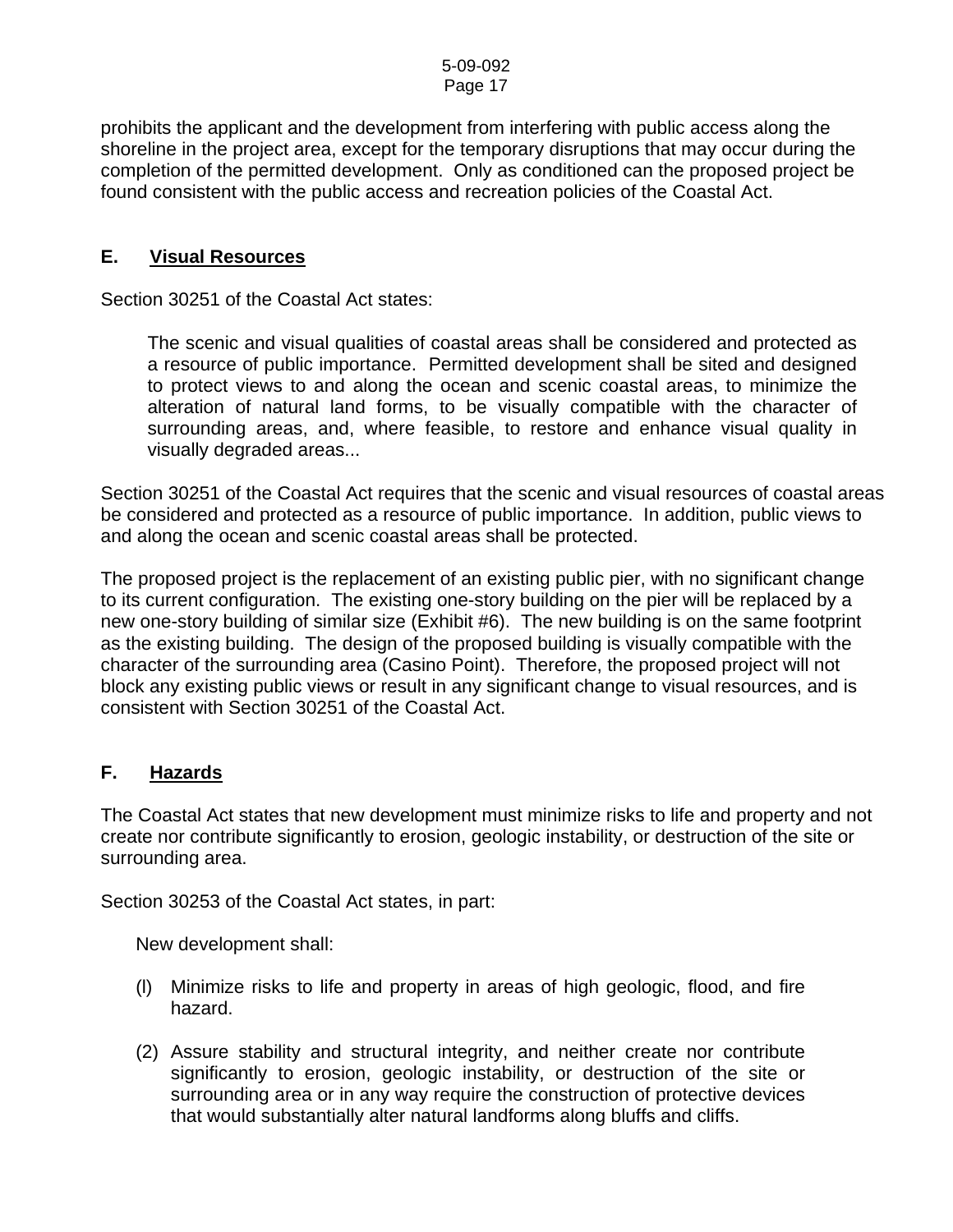prohibits the applicant and the development from interfering with public access along the shoreline in the project area, except for the temporary disruptions that may occur during the completion of the permitted development. Only as conditioned can the proposed project be found consistent with the public access and recreation policies of the Coastal Act.

## E. Visual Resources

Section 30251 of the Coastal Act states:

> The scenic and visual qualities of coastal areas shall be considered and protected as a resource of public importance. Permitted development shall be sited and designed to protect views to and along the ocean and scenic coastal areas, to minimize the alteration of natural land forms, to be visually compatible with the character of surrounding areas, and, where feasible, to restore and enhance visual quality in visually degraded areas...

Section 30251 of the Coastal Act requires that the scenic and visual resources of coastal areas be considered and protected as a resource of public importance. In addition, public views to and along the ocean and scenic coastal areas shall be protected.

The proposed project is the replacement of an existing public pier, with no significant change to its current configuration. The existing one-story building on the pier will be replaced by a new one-story building of similar size (Exhibit #6). The new building is on the same footprint as the existing building. The design of the proposed building is visually compatible with the character of the surrounding area (Casino Point). Therefore, the proposed project will not block any existing public views or result in any significant change to visual resources, and is consistent with Section 30251 of the Coastal Act.

## F. Hazards

The Coastal Act states that new development must minimize risks to life and property and not create nor contribute significantly to erosion, geologic instability, or destruction of the site or surrounding area.

Section 30253 of the Coastal Act states, in part:

> New development shall:
>
> (l) Minimize risks to life and property in areas of high geologic, flood, and fire hazard.
>
> (2) Assure stability and structural integrity, and neither create nor contribute significantly to erosion, geologic instability, or destruction of the site or surrounding area or in any way require the construction of protective devices that would substantially alter natural landforms along bluffs and cliffs.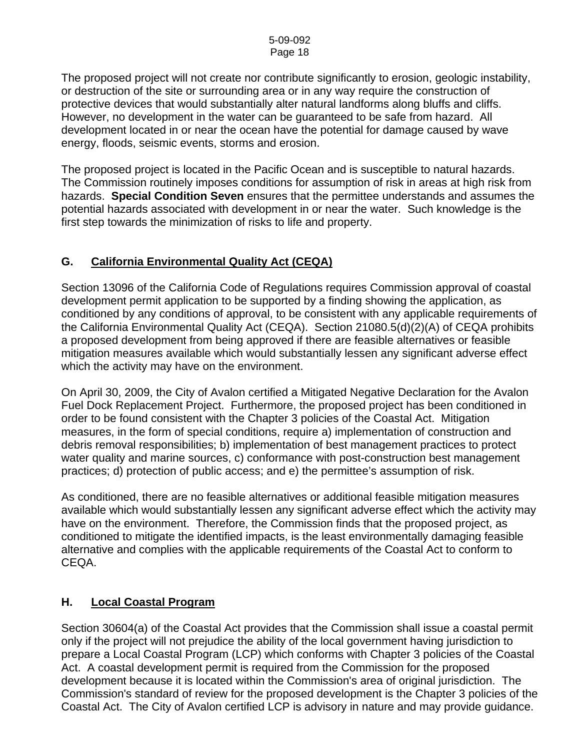The proposed project will not create nor contribute significantly to erosion, geologic instability, or destruction of the site or surrounding area or in any way require the construction of protective devices that would substantially alter natural landforms along bluffs and cliffs. However, no development in the water can be guaranteed to be safe from hazard. All development located in or near the ocean have the potential for damage caused by wave energy, floods, seismic events, storms and erosion.

The proposed project is located in the Pacific Ocean and is susceptible to natural hazards. The Commission routinely imposes conditions for assumption of risk in areas at high risk from hazards. **Special Condition Seven** ensures that the permittee understands and assumes the potential hazards associated with development in or near the water. Such knowledge is the first step towards the minimization of risks to life and property.

## G. California Environmental Quality Act (CEQA)

Section 13096 of the California Code of Regulations requires Commission approval of coastal development permit application to be supported by a finding showing the application, as conditioned by any conditions of approval, to be consistent with any applicable requirements of the California Environmental Quality Act (CEQA). Section 21080.5(d)(2)(A) of CEQA prohibits a proposed development from being approved if there are feasible alternatives or feasible mitigation measures available which would substantially lessen any significant adverse effect which the activity may have on the environment.

On April 30, 2009, the City of Avalon certified a Mitigated Negative Declaration for the Avalon Fuel Dock Replacement Project. Furthermore, the proposed project has been conditioned in order to be found consistent with the Chapter 3 policies of the Coastal Act. Mitigation measures, in the form of special conditions, require a) implementation of construction and debris removal responsibilities; b) implementation of best management practices to protect water quality and marine sources, c) conformance with post-construction best management practices; d) protection of public access; and e) the permittee's assumption of risk.

As conditioned, there are no feasible alternatives or additional feasible mitigation measures available which would substantially lessen any significant adverse effect which the activity may have on the environment. Therefore, the Commission finds that the proposed project, as conditioned to mitigate the identified impacts, is the least environmentally damaging feasible alternative and complies with the applicable requirements of the Coastal Act to conform to CEQA.

## H. Local Coastal Program

Section 30604(a) of the Coastal Act provides that the Commission shall issue a coastal permit only if the project will not prejudice the ability of the local government having jurisdiction to prepare a Local Coastal Program (LCP) which conforms with Chapter 3 policies of the Coastal Act. A coastal development permit is required from the Commission for the proposed development because it is located within the Commission's area of original jurisdiction. The Commission's standard of review for the proposed development is the Chapter 3 policies of the Coastal Act. The City of Avalon certified LCP is advisory in nature and may provide guidance.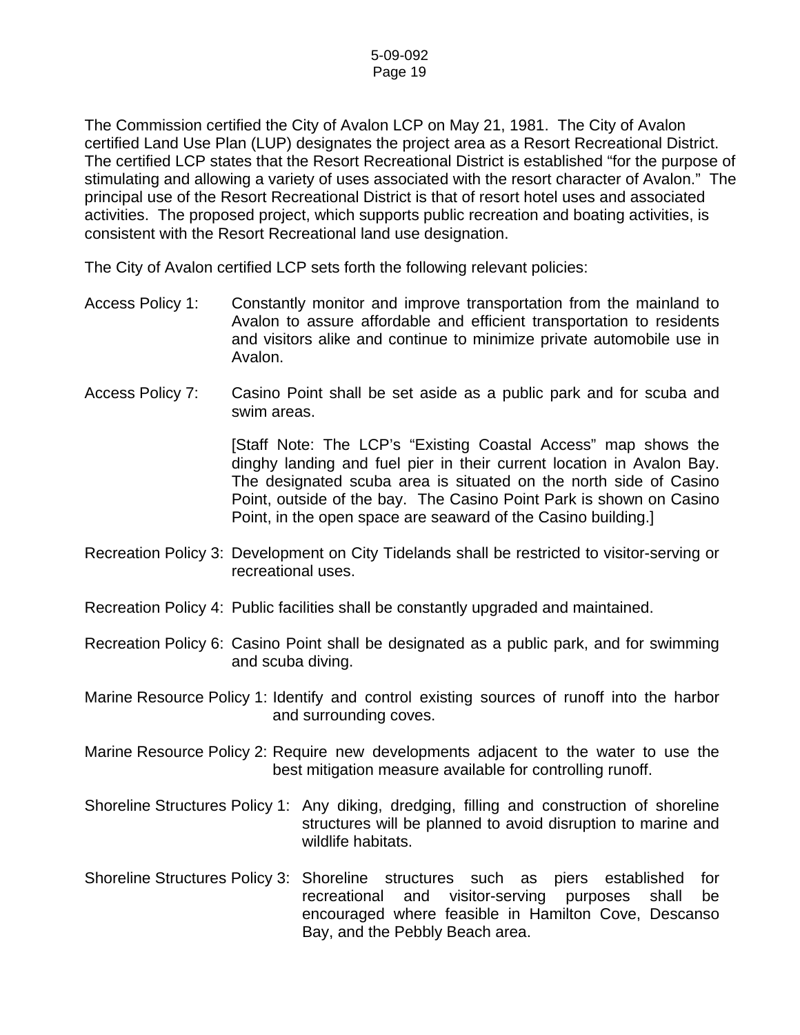The Commission certified the City of Avalon LCP on May 21, 1981. The City of Avalon certified Land Use Plan (LUP) designates the project area as a Resort Recreational District. The certified LCP states that the Resort Recreational District is established "for the purpose of stimulating and allowing a variety of uses associated with the resort character of Avalon." The principal use of the Resort Recreational District is that of resort hotel uses and associated activities. The proposed project, which supports public recreation and boating activities, is consistent with the Resort Recreational land use designation.

The City of Avalon certified LCP sets forth the following relevant policies:

Access Policy 1: Constantly monitor and improve transportation from the mainland to Avalon to assure affordable and efficient transportation to residents and visitors alike and continue to minimize private automobile use in Avalon.

Access Policy 7: Casino Point shall be set aside as a public park and for scuba and swim areas.

[Staff Note: The LCP's "Existing Coastal Access" map shows the dinghy landing and fuel pier in their current location in Avalon Bay. The designated scuba area is situated on the north side of Casino Point, outside of the bay. The Casino Point Park is shown on Casino Point, in the open space are seaward of the Casino building.]

Recreation Policy 3: Development on City Tidelands shall be restricted to visitor-serving or recreational uses.

Recreation Policy 4: Public facilities shall be constantly upgraded and maintained.

Recreation Policy 6: Casino Point shall be designated as a public park, and for swimming and scuba diving.

Marine Resource Policy 1: Identify and control existing sources of runoff into the harbor and surrounding coves.

Marine Resource Policy 2: Require new developments adjacent to the water to use the best mitigation measure available for controlling runoff.

Shoreline Structures Policy 1: Any diking, dredging, filling and construction of shoreline structures will be planned to avoid disruption to marine and wildlife habitats.

Shoreline Structures Policy 3: Shoreline structures such as piers established for recreational and visitor-serving purposes shall be encouraged where feasible in Hamilton Cove, Descanso Bay, and the Pebbly Beach area.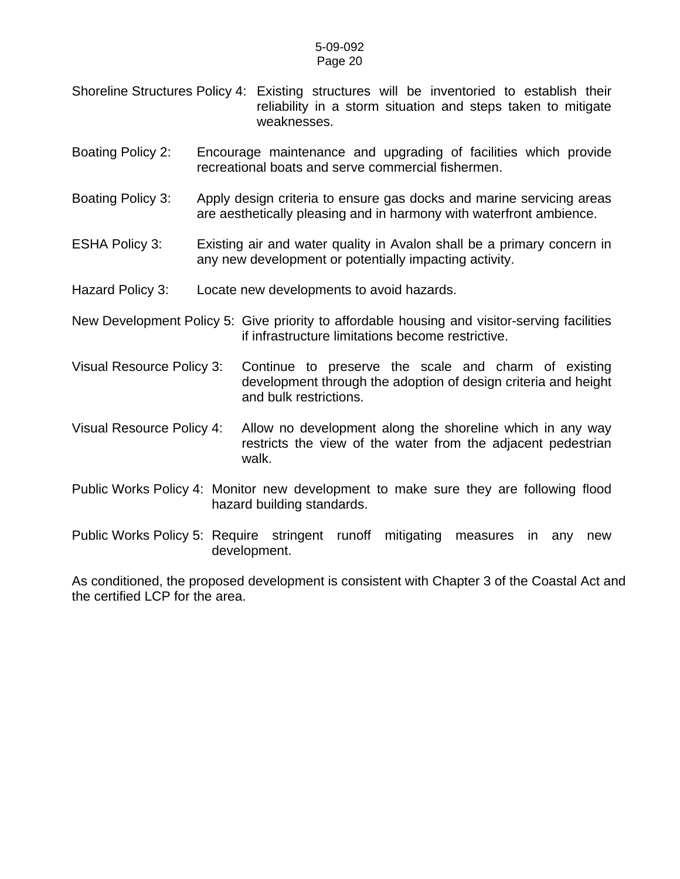Shoreline Structures Policy 4: Existing structures will be inventoried to establish their reliability in a storm situation and steps taken to mitigate weaknesses.

Boating Policy 2: Encourage maintenance and upgrading of facilities which provide recreational boats and serve commercial fishermen.

Boating Policy 3: Apply design criteria to ensure gas docks and marine servicing areas are aesthetically pleasing and in harmony with waterfront ambience.

ESHA Policy 3: Existing air and water quality in Avalon shall be a primary concern in any new development or potentially impacting activity.

Hazard Policy 3: Locate new developments to avoid hazards.

New Development Policy 5: Give priority to affordable housing and visitor-serving facilities if infrastructure limitations become restrictive.

Visual Resource Policy 3: Continue to preserve the scale and charm of existing development through the adoption of design criteria and height and bulk restrictions.

Visual Resource Policy 4: Allow no development along the shoreline which in any way restricts the view of the water from the adjacent pedestrian walk.

Public Works Policy 4: Monitor new development to make sure they are following flood hazard building standards.

Public Works Policy 5: Require stringent runoff mitigating measures in any new development.

As conditioned, the proposed development is consistent with Chapter 3 of the Coastal Act and the certified LCP for the area.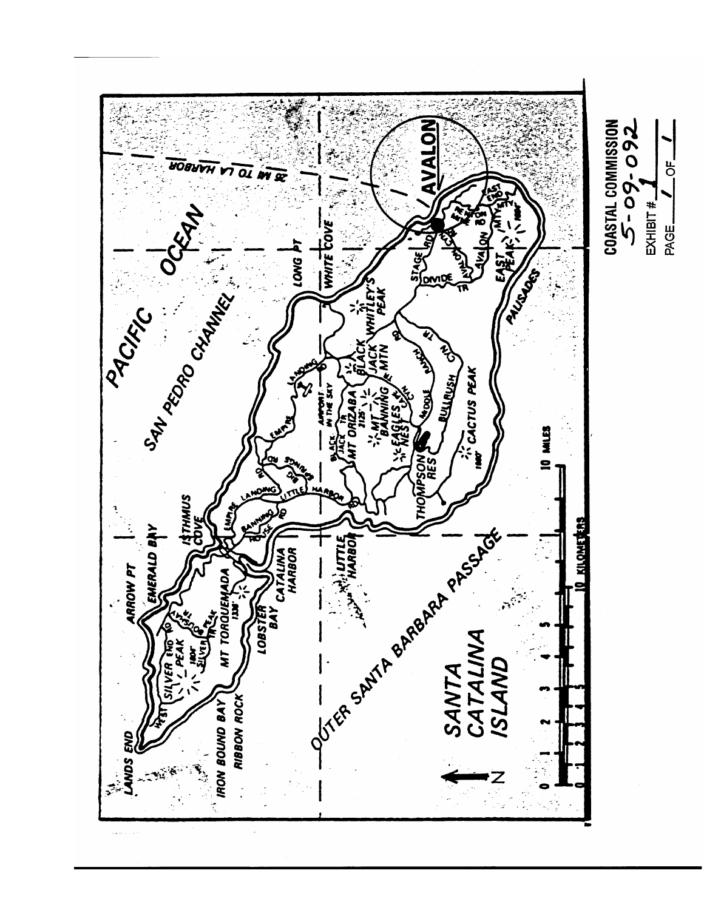COASTAL COMMISSION
5-09-092
EXHIBIT # 1
PAGE 1 OF 1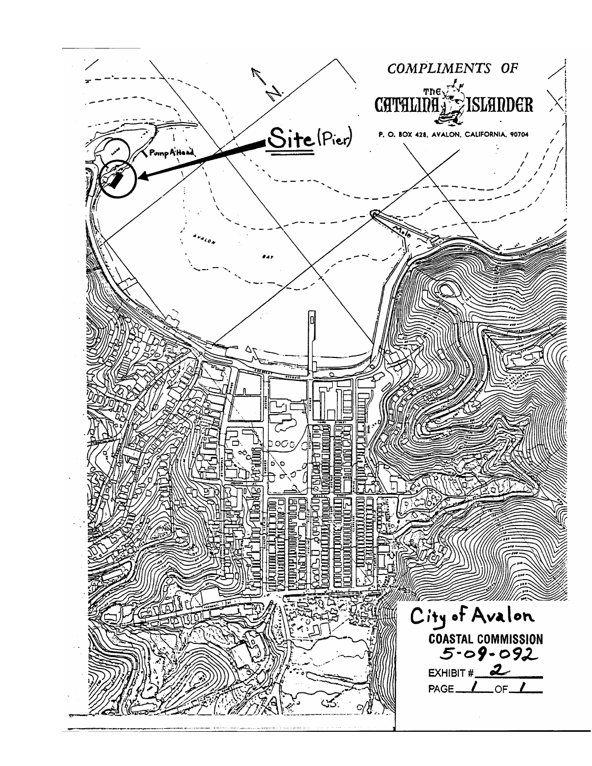COMPLIMENTS OF

The CATALINA ISLANDER

P. O. BOX 428, AVALON, CALIFORNIA, 90704

Site (Pier)

Pump A Head

Casino

AVALON BAY

Mole

City of Avalon

COASTAL COMMISSION
5-09-092

EXHIBIT # 2

PAGE 1 OF 1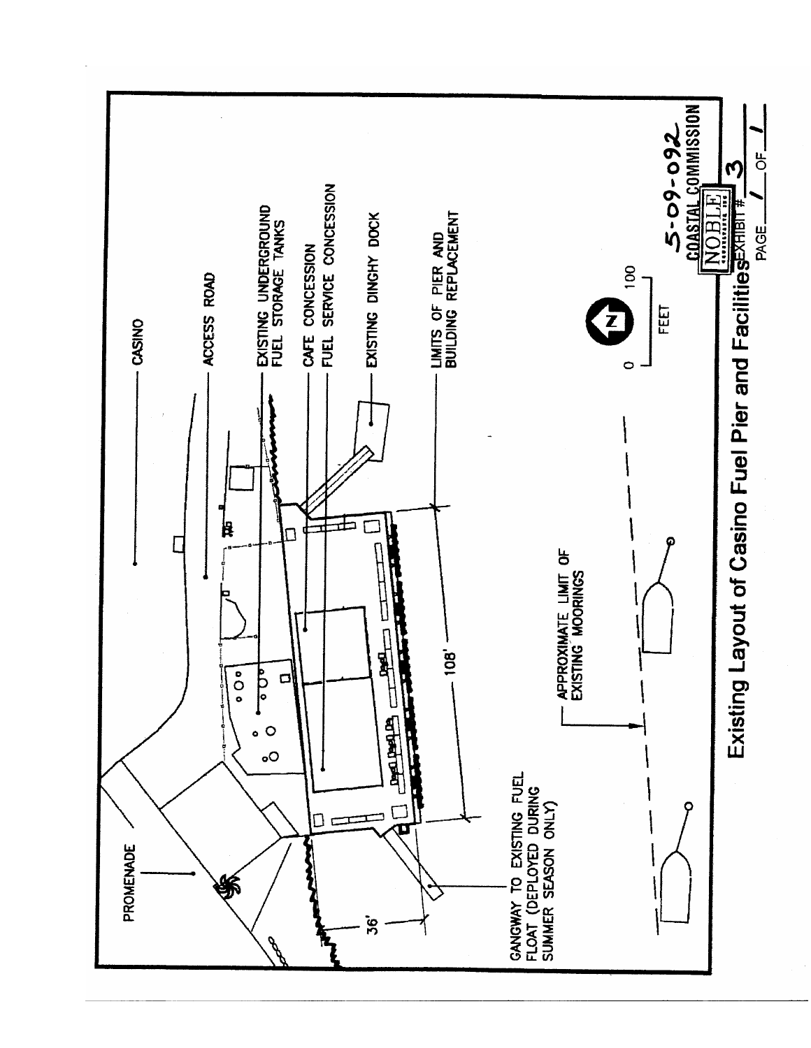# Existing Layout of Casino Fuel Pier and Facilities

PROMENADE

CASINO

ACCESS ROAD

EXISTING UNDERGROUND FUEL STORAGE TANKS

CAFE CONCESSION

FUEL SERVICE CONCESSION

EXISTING DINGHY DOCK

LIMITS OF PIER AND BUILDING REPLACEMENT

108'

36'

GANGWAY TO EXISTING FUEL FLOAT (DEPLOYED DURING SUMMER SEASON ONLY)

APPROXIMATE LIMIT OF EXISTING MOORINGS

0 100 FEET

N

5-09-092

COASTAL COMMISSION

EXHIBIT # 3

PAGE 1 OF 1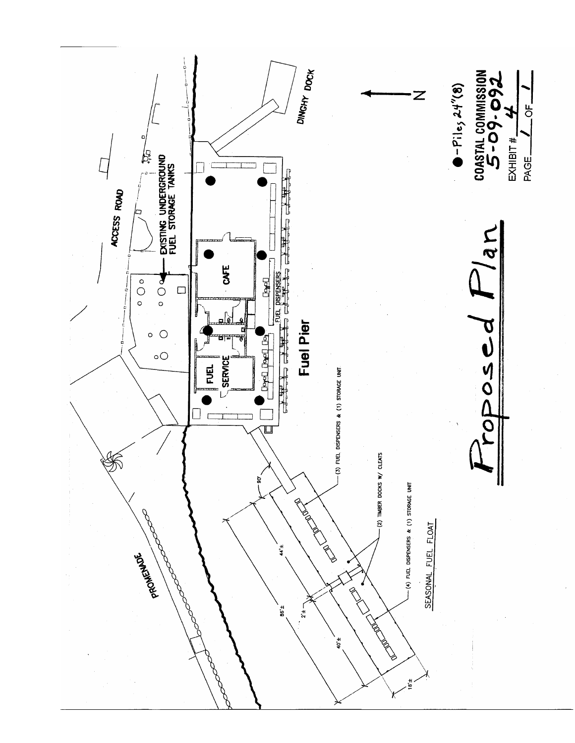ACCESS ROAD

EXISTING UNDERGROUND FUEL STORAGE TANKS

DINGHY DOCK

N

CAFE

FUEL DISPENSERS

FUEL SERVICE

Fuel Pier

(3) FUEL DISPENSERS & (1) STORAGE UNIT

(2) TIMBER DOCKS W/ CLEATS

(4) FUEL DISPENSERS & (1) STORAGE UNIT

SEASONAL FUEL FLOAT

PROMENADE

90°

44'±

86'±

2'±

40'±

16'±

# Proposed Plan

● - Piles 24" (8)

**COASTAL COMMISSION**
**5-09-092**

EXHIBIT # 4

PAGE 1 OF 1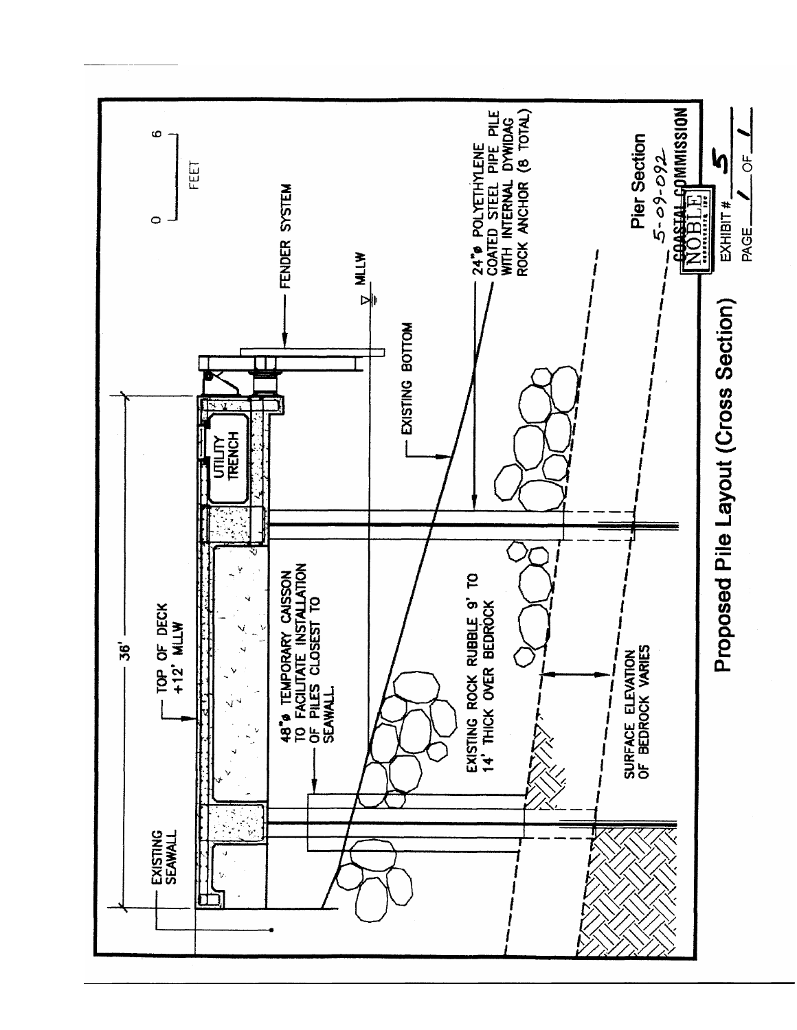# Proposed Pile Layout (Cross Section)

Pier Section

5-09-092

EXISTING SEAWALL

TOP OF DECK +12' MLLW

36'

48"ø TEMPORARY CAISSON TO FACILITATE INSTALLATION OF PILES CLOSEST TO SEAWALL.

UTILITY TRENCH

FENDER SYSTEM

MLLW

EXISTING BOTTOM

24"ø POLYETHYLENE COATED STEEL PIPE PILE WITH INTERNAL DYWIDAG ROCK ANCHOR (8 TOTAL)

EXISTING ROCK RUBBLE 9' TO 14' THICK OVER BEDROCK

SURFACE ELEVATION OF BEDROCK VARIES

0 6 FEET

COASTAL COMMISSION

EXHIBIT # 5

PAGE 1 OF 1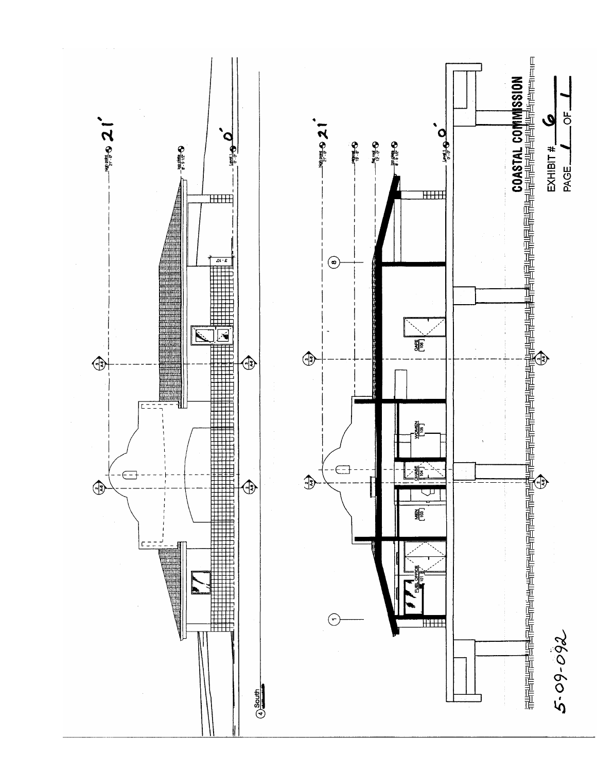4 South

high point 21' - 0" — 21'

top plate 8' - 9 1/2"

Level 1 0' - 0" — 0'

3' - 10"

high point 21' - 0" — 21'

parapet 19' - 6"

flat roof 12' - 0"

top plate 8' - 9 1/2"

Level 1 0' - 0" — 0'

FUEL OFFICE 101

MEN 103

CHASE 104

WOMEN 105

CAFE 106

COASTAL COMMISSION

EXHIBIT # 6

PAGE 1 OF 1

5-09-092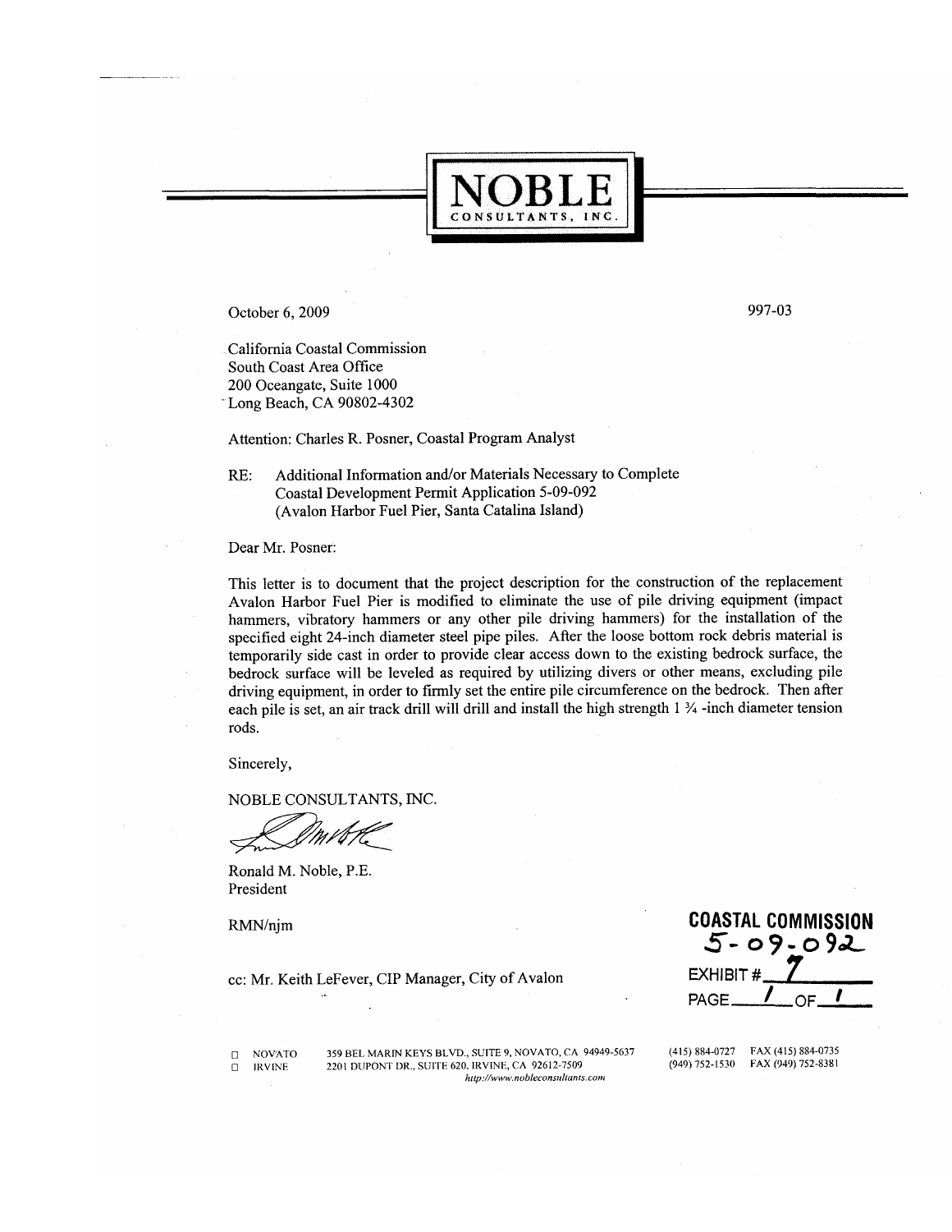**NOBLE**
CONSULTANTS, INC.

October 6, 2009 997-03

California Coastal Commission
South Coast Area Office
200 Oceangate, Suite 1000
Long Beach, CA 90802-4302

Attention: Charles R. Posner, Coastal Program Analyst

RE: Additional Information and/or Materials Necessary to Complete Coastal Development Permit Application 5-09-092 (Avalon Harbor Fuel Pier, Santa Catalina Island)

Dear Mr. Posner:

This letter is to document that the project description for the construction of the replacement Avalon Harbor Fuel Pier is modified to eliminate the use of pile driving equipment (impact hammers, vibratory hammers or any other pile driving hammers) for the installation of the specified eight 24-inch diameter steel pipe piles. After the loose bottom rock debris material is temporarily side cast in order to provide clear access down to the existing bedrock surface, the bedrock surface will be leveled as required by utilizing divers or other means, excluding pile driving equipment, in order to firmly set the entire pile circumference on the bedrock. Then after each pile is set, an air track drill will drill and install the high strength 1 ¾ -inch diameter tension rods.

Sincerely,

NOBLE CONSULTANTS, INC.

Ronald M. Noble, P.E.
President

RMN/njm

cc: Mr. Keith LeFever, CIP Manager, City of Avalon

**COASTAL COMMISSION**
5-09-092
EXHIBIT # 7
PAGE 1 OF 1

☐ NOVATO 359 BEL MARIN KEYS BLVD., SUITE 9, NOVATO, CA 94949-5637 (415) 884-0727 FAX (415) 884-0735
☐ IRVINE 2201 DUPONT DR., SUITE 620, IRVINE, CA 92612-7509 (949) 752-1530 FAX (949) 752-8381
*http://www.nobleconsultants.com*